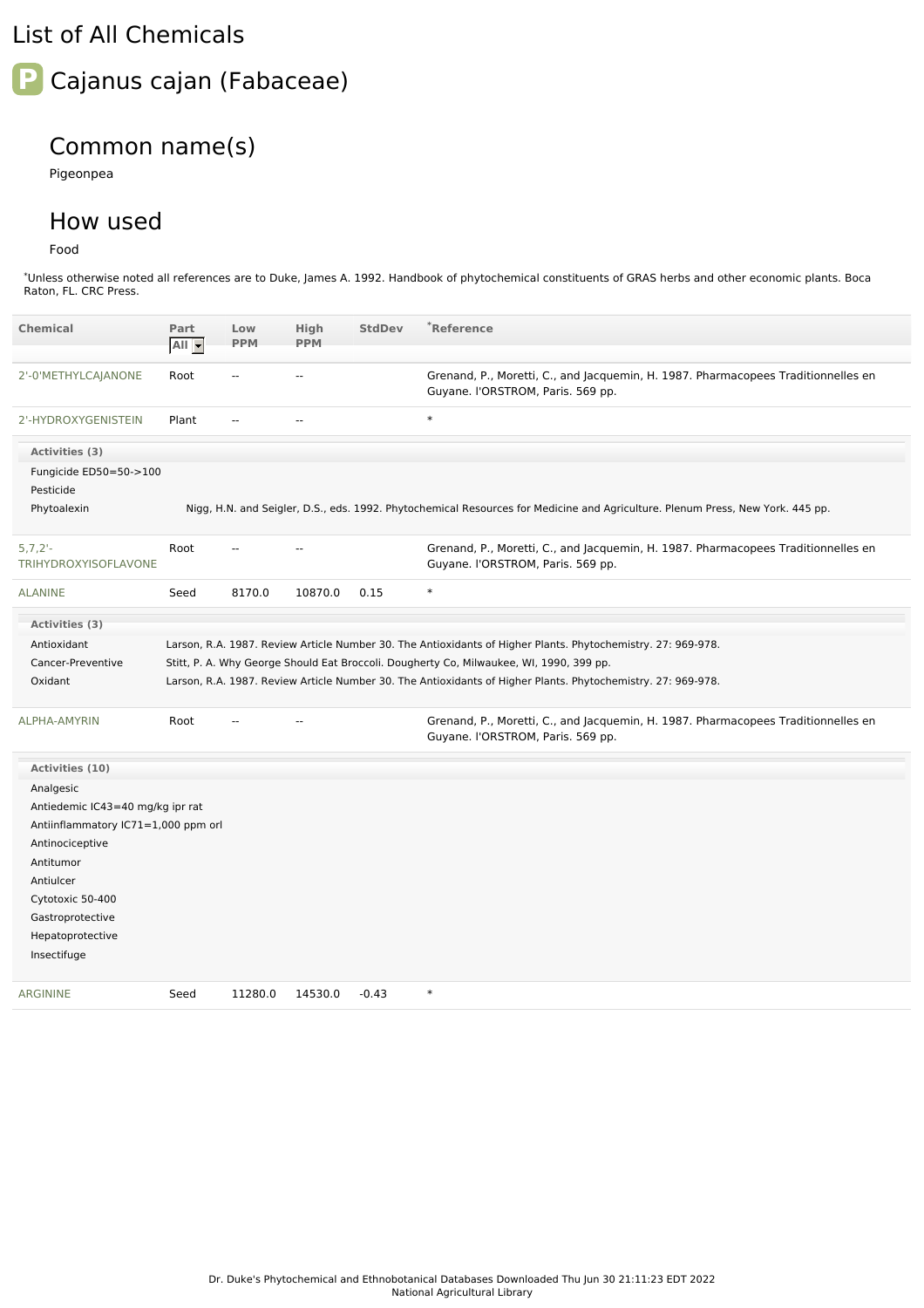# List of All Chemicals

## Cajanus cajan (Fabaceae)

### Common name(s)

Pigeonpea

### How used

Food

*Unless otherwise noted all references are to Duke, James A. 1992. Handbook of phytochemical constituents of GRAS herbs and other economic plants. Boca Raton, FL. CRC Press.

| Chemical | Part | Low PPM | High PPM | StdDev | *Reference |
|---|---|---|---|---|---|
| 2'-0'METHYLCAJANONE | Root | -- | -- | | Grenand, P., Moretti, C., and Jacquemin, H. 1987. Pharmacopees Traditionnelles en Guyane. l'ORSTROM, Paris. 569 pp. |
| 2'-HYDROXYGENISTEIN | Plant | -- | -- | | * |

**Activities (3)**

- Fungicide ED50=50->100
- Pesticide
- Phytoalexin — Nigg, H.N. and Seigler, D.S., eds. 1992. Phytochemical Resources for Medicine and Agriculture. Plenum Press, New York. 445 pp.

| Chemical | Part | Low PPM | High PPM | StdDev | *Reference |
|---|---|---|---|---|---|
| 5,7,2'-TRIHYDROXYISOFLAVONE | Root | -- | -- | | Grenand, P., Moretti, C., and Jacquemin, H. 1987. Pharmacopees Traditionnelles en Guyane. l'ORSTROM, Paris. 569 pp. |
| ALANINE | Seed | 8170.0 | 10870.0 | 0.15 | * |

**Activities (3)**

- Antioxidant — Larson, R.A. 1987. Review Article Number 30. The Antioxidants of Higher Plants. Phytochemistry. 27: 969-978.
- Cancer-Preventive — Stitt, P. A. Why George Should Eat Broccoli. Dougherty Co, Milwaukee, WI, 1990, 399 pp.
- Oxidant — Larson, R.A. 1987. Review Article Number 30. The Antioxidants of Higher Plants. Phytochemistry. 27: 969-978.

| Chemical | Part | Low PPM | High PPM | StdDev | *Reference |
|---|---|---|---|---|---|
| ALPHA-AMYRIN | Root | -- | -- | | Grenand, P., Moretti, C., and Jacquemin, H. 1987. Pharmacopees Traditionnelles en Guyane. l'ORSTROM, Paris. 569 pp. |

**Activities (10)**

- Analgesic
- Antiedemic IC43=40 mg/kg ipr rat
- Antiinflammatory IC71=1,000 ppm orl
- Antinociceptive
- Antitumor
- Antiulcer
- Cytotoxic 50-400
- Gastroprotective
- Hepatoprotective
- Insectifuge

| Chemical | Part | Low PPM | High PPM | StdDev | *Reference |
|---|---|---|---|---|---|
| ARGININE | Seed | 11280.0 | 14530.0 | -0.43 | * |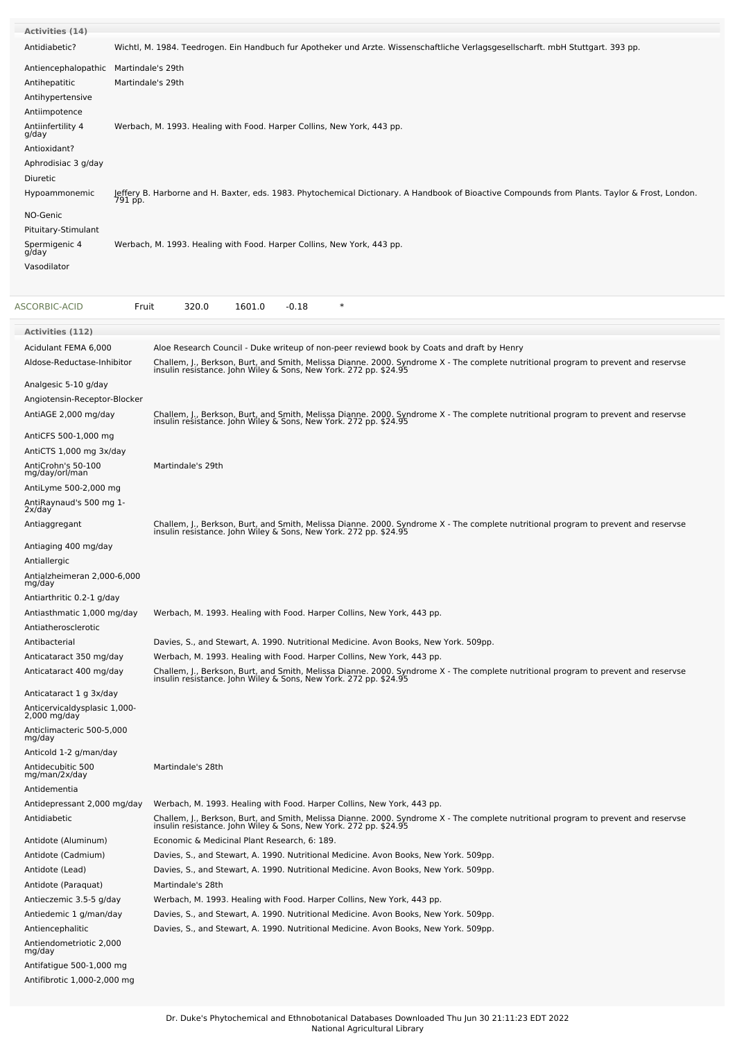**Activities (14)**

| | |
|---|---|
| Antidiabetic? | Wichtl, M. 1984. Teedrogen. Ein Handbuch fur Apotheker und Arzte. Wissenschaftliche Verlagsgesellscharft. mbH Stuttgart. 393 pp. |
| Antiencephalopathic | Martindale's 29th |
| Antihepatitic | Martindale's 29th |
| Antihypertensive | |
| Antiimpotence | |
| Antiinfertility 4 g/day | Werbach, M. 1993. Healing with Food. Harper Collins, New York, 443 pp. |
| Antioxidant? | |
| Aphrodisiac 3 g/day | |
| Diuretic | |
| Hypoammonemic | Jeffery B. Harborne and H. Baxter, eds. 1983. Phytochemical Dictionary. A Handbook of Bioactive Compounds from Plants. Taylor & Frost, London. 791 pp. |
| NO-Genic | |
| Pituitary-Stimulant | |
| Spermigenic 4 g/day | Werbach, M. 1993. Healing with Food. Harper Collins, New York, 443 pp. |
| Vasodilator | |

| | | | | | |
|---|---|---|---|---|---|
| ASCORBIC-ACID | Fruit | 320.0 | 1601.0 | -0.18 | * |

**Activities (112)**

| | |
|---|---|
| Acidulant FEMA 6,000 | Aloe Research Council - Duke writeup of non-peer reviewd book by Coats and draft by Henry |
| Aldose-Reductase-Inhibitor | Challem, J., Berkson, Burt, and Smith, Melissa Dianne. 2000. Syndrome X - The complete nutritional program to prevent and reservse insulin resistance. John Wiley & Sons, New York. 272 pp. $24.95 |
| Analgesic 5-10 g/day | |
| Angiotensin-Receptor-Blocker | |
| AntiAGE 2,000 mg/day | Challem, J., Berkson, Burt, and Smith, Melissa Dianne. 2000. Syndrome X - The complete nutritional program to prevent and reservse insulin resistance. John Wiley & Sons, New York. 272 pp. $24.95 |
| AntiCFS 500-1,000 mg | |
| AntiCTS 1,000 mg 3x/day | |
| AntiCrohn's 50-100 mg/day/orl/man | Martindale's 29th |
| AntiLyme 500-2,000 mg | |
| AntiRaynaud's 500 mg 1-2x/day | |
| Antiaggregant | Challem, J., Berkson, Burt, and Smith, Melissa Dianne. 2000. Syndrome X - The complete nutritional program to prevent and reservse insulin resistance. John Wiley & Sons, New York. 272 pp. $24.95 |
| Antiaging 400 mg/day | |
| Antiallergic | |
| Antialzheimeran 2,000-6,000 mg/day | |
| Antiarthritic 0.2-1 g/day | |
| Antiasthmatic 1,000 mg/day | Werbach, M. 1993. Healing with Food. Harper Collins, New York, 443 pp. |
| Antiatherosclerotic | |
| Antibacterial | Davies, S., and Stewart, A. 1990. Nutritional Medicine. Avon Books, New York. 509pp. |
| Anticataract 350 mg/day | Werbach, M. 1993. Healing with Food. Harper Collins, New York, 443 pp. |
| Anticataract 400 mg/day | Challem, J., Berkson, Burt, and Smith, Melissa Dianne. 2000. Syndrome X - The complete nutritional program to prevent and reservse insulin resistance. John Wiley & Sons, New York. 272 pp. $24.95 |
| Anticataract 1 g 3x/day | |
| Anticervicaldysplasic 1,000-2,000 mg/day | |
| Anticlimacteric 500-5,000 mg/day | |
| Anticold 1-2 g/man/day | |
| Antidecubitic 500 mg/man/2x/day | Martindale's 28th |
| Antidementia | |
| Antidepressant 2,000 mg/day | Werbach, M. 1993. Healing with Food. Harper Collins, New York, 443 pp. |
| Antidiabetic | Challem, J., Berkson, Burt, and Smith, Melissa Dianne. 2000. Syndrome X - The complete nutritional program to prevent and reservse insulin resistance. John Wiley & Sons, New York. 272 pp. $24.95 |
| Antidote (Aluminum) | Economic & Medicinal Plant Research, 6: 189. |
| Antidote (Cadmium) | Davies, S., and Stewart, A. 1990. Nutritional Medicine. Avon Books, New York. 509pp. |
| Antidote (Lead) | Davies, S., and Stewart, A. 1990. Nutritional Medicine. Avon Books, New York. 509pp. |
| Antidote (Paraquat) | Martindale's 28th |
| Antieczemic 3.5-5 g/day | Werbach, M. 1993. Healing with Food. Harper Collins, New York, 443 pp. |
| Antiedemic 1 g/man/day | Davies, S., and Stewart, A. 1990. Nutritional Medicine. Avon Books, New York. 509pp. |
| Antiencephalitic | Davies, S., and Stewart, A. 1990. Nutritional Medicine. Avon Books, New York. 509pp. |
| Antiendometriotic 2,000 mg/day | |
| Antifatigue 500-1,000 mg | |
| Antifibrotic 1,000-2,000 mg | |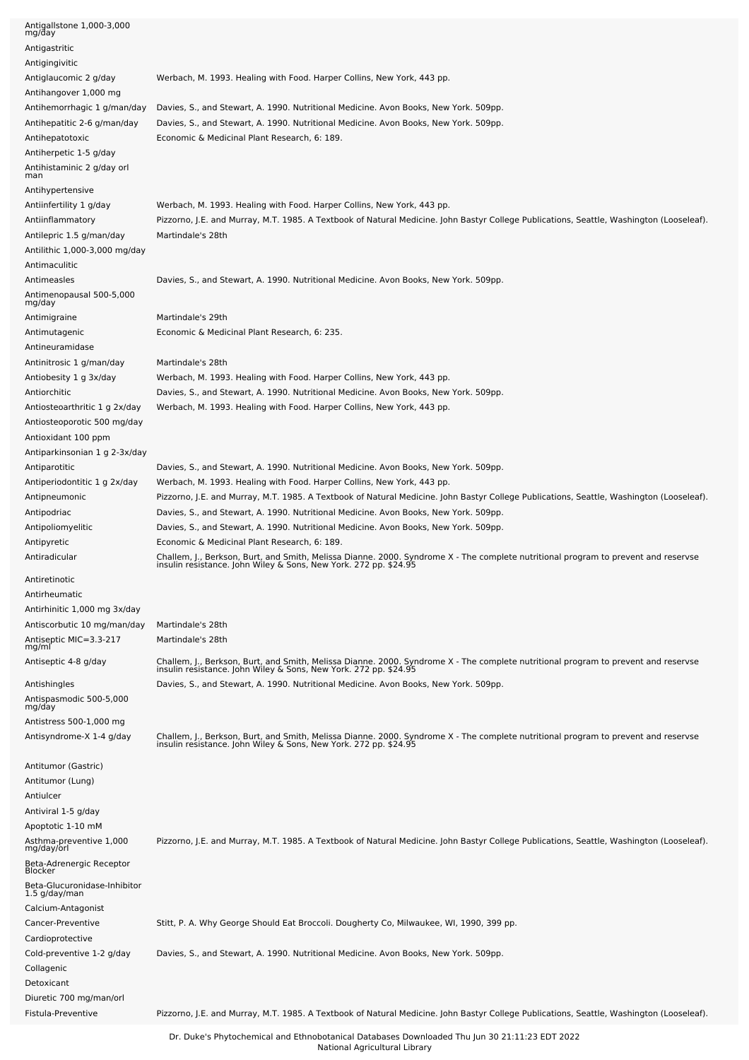| | |
|---|---|
| Antigallstone 1,000-3,000 mg/day | |
| Antigastritic | |
| Antigingivitic | |
| Antiglaucomic 2 g/day | Werbach, M. 1993. Healing with Food. Harper Collins, New York, 443 pp. |
| Antihangover 1,000 mg | |
| Antihemorrhagic 1 g/man/day | Davies, S., and Stewart, A. 1990. Nutritional Medicine. Avon Books, New York. 509pp. |
| Antihepatitic 2-6 g/man/day | Davies, S., and Stewart, A. 1990. Nutritional Medicine. Avon Books, New York. 509pp. |
| Antihepatotoxic | Economic & Medicinal Plant Research, 6: 189. |
| Antiherpetic 1-5 g/day | |
| Antihistaminic 2 g/day orl man | |
| Antihypertensive | |
| Antiinfertility 1 g/day | Werbach, M. 1993. Healing with Food. Harper Collins, New York, 443 pp. |
| Antiinflammatory | Pizzorno, J.E. and Murray, M.T. 1985. A Textbook of Natural Medicine. John Bastyr College Publications, Seattle, Washington (Looseleaf). |
| Antilepric 1.5 g/man/day | Martindale's 28th |
| Antilithic 1,000-3,000 mg/day | |
| Antimaculitic | |
| Antimeasles | Davies, S., and Stewart, A. 1990. Nutritional Medicine. Avon Books, New York. 509pp. |
| Antimenopausal 500-5,000 mg/day | |
| Antimigraine | Martindale's 29th |
| Antimutagenic | Economic & Medicinal Plant Research, 6: 235. |
| Antineuramidase | |
| Antinitrosic 1 g/man/day | Martindale's 28th |
| Antiobesity 1 g 3x/day | Werbach, M. 1993. Healing with Food. Harper Collins, New York, 443 pp. |
| Antiorchitic | Davies, S., and Stewart, A. 1990. Nutritional Medicine. Avon Books, New York. 509pp. |
| Antiosteoarthritic 1 g 2x/day | Werbach, M. 1993. Healing with Food. Harper Collins, New York, 443 pp. |
| Antiosteoporotic 500 mg/day | |
| Antioxidant 100 ppm | |
| Antiparkinsonian 1 g 2-3x/day | |
| Antiparotitic | Davies, S., and Stewart, A. 1990. Nutritional Medicine. Avon Books, New York. 509pp. |
| Antiperiodontitic 1 g 2x/day | Werbach, M. 1993. Healing with Food. Harper Collins, New York, 443 pp. |
| Antipneumonic | Pizzorno, J.E. and Murray, M.T. 1985. A Textbook of Natural Medicine. John Bastyr College Publications, Seattle, Washington (Looseleaf). |
| Antipodriac | Davies, S., and Stewart, A. 1990. Nutritional Medicine. Avon Books, New York. 509pp. |
| Antipoliomyelitic | Davies, S., and Stewart, A. 1990. Nutritional Medicine. Avon Books, New York. 509pp. |
| Antipyretic | Economic & Medicinal Plant Research, 6: 189. |
| Antiradicular | Challem, J., Berkson, Burt, and Smith, Melissa Dianne. 2000. Syndrome X - The complete nutritional program to prevent and reservse insulin resistance. John Wiley & Sons, New York. 272 pp. $24.95 |
| Antiretinotic | |
| Antirheumatic | |
| Antirhinitic 1,000 mg 3x/day | |
| Antiscorbutic 10 mg/man/day | Martindale's 28th |
| Antiseptic MIC=3.3-217 mg/ml | Martindale's 28th |
| Antiseptic 4-8 g/day | Challem, J., Berkson, Burt, and Smith, Melissa Dianne. 2000. Syndrome X - The complete nutritional program to prevent and reservse insulin resistance. John Wiley & Sons, New York. 272 pp. $24.95 |
| Antishingles | Davies, S., and Stewart, A. 1990. Nutritional Medicine. Avon Books, New York. 509pp. |
| Antispasmodic 500-5,000 mg/day | |
| Antistress 500-1,000 mg | |
| Antisyndrome-X 1-4 g/day | Challem, J., Berkson, Burt, and Smith, Melissa Dianne. 2000. Syndrome X - The complete nutritional program to prevent and reservse insulin resistance. John Wiley & Sons, New York. 272 pp. $24.95 |
| Antitumor (Gastric) | |
| Antitumor (Lung) | |
| Antiulcer | |
| Antiviral 1-5 g/day | |
| Apoptotic 1-10 mM | |
| Asthma-preventive 1,000 mg/day/orl | Pizzorno, J.E. and Murray, M.T. 1985. A Textbook of Natural Medicine. John Bastyr College Publications, Seattle, Washington (Looseleaf). |
| Beta-Adrenergic Receptor Blocker | |
| Beta-Glucuronidase-Inhibitor 1.5 g/day/man | |
| Calcium-Antagonist | |
| Cancer-Preventive | Stitt, P. A. Why George Should Eat Broccoli. Dougherty Co, Milwaukee, WI, 1990, 399 pp. |
| Cardioprotective | |
| Cold-preventive 1-2 g/day | Davies, S., and Stewart, A. 1990. Nutritional Medicine. Avon Books, New York. 509pp. |
| Collagenic | |
| Detoxicant | |
| Diuretic 700 mg/man/orl | |
| Fistula-Preventive | Pizzorno, J.E. and Murray, M.T. 1985. A Textbook of Natural Medicine. John Bastyr College Publications, Seattle, Washington (Looseleaf). |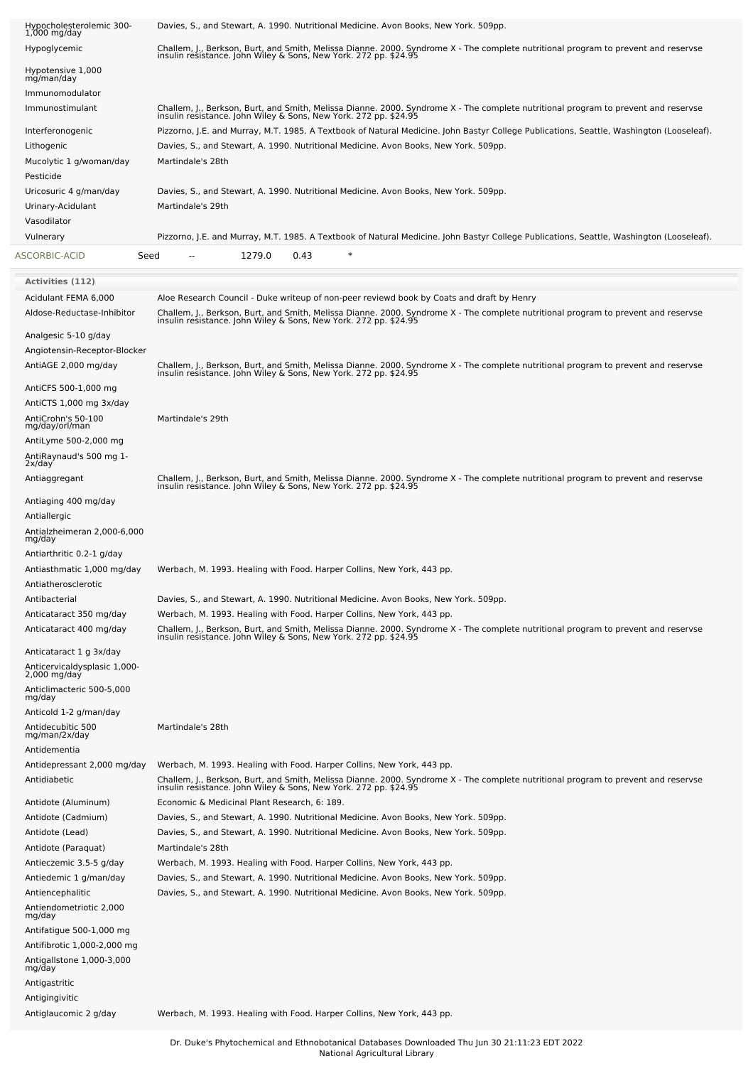| | |
|---|---|
| Hypocholesterolemic 300-1,000 mg/day | Davies, S., and Stewart, A. 1990. Nutritional Medicine. Avon Books, New York. 509pp. |
| Hypoglycemic | Challem, J., Berkson, Burt, and Smith, Melissa Dianne. 2000. Syndrome X - The complete nutritional program to prevent and reservse insulin resistance. John Wiley & Sons, New York. 272 pp. $24.95 |
| Hypotensive 1,000 mg/man/day | |
| Immunomodulator | |
| Immunostimulant | Challem, J., Berkson, Burt, and Smith, Melissa Dianne. 2000. Syndrome X - The complete nutritional program to prevent and reservse insulin resistance. John Wiley & Sons, New York. 272 pp. $24.95 |
| Interferonogenic | Pizzorno, J.E. and Murray, M.T. 1985. A Textbook of Natural Medicine. John Bastyr College Publications, Seattle, Washington (Looseleaf). |
| Lithogenic | Davies, S., and Stewart, A. 1990. Nutritional Medicine. Avon Books, New York. 509pp. |
| Mucolytic 1 g/woman/day | Martindale's 28th |
| Pesticide | |
| Uricosuric 4 g/man/day | Davies, S., and Stewart, A. 1990. Nutritional Medicine. Avon Books, New York. 509pp. |
| Urinary-Acidulant | Martindale's 29th |
| Vasodilator | |
| Vulnerary | Pizzorno, J.E. and Murray, M.T. 1985. A Textbook of Natural Medicine. John Bastyr College Publications, Seattle, Washington (Looseleaf). |

| | | | | | |
|---|---|---|---|---|---|
| ASCORBIC-ACID | Seed | -- | 1279.0 | 0.43 | * |

**Activities (112)**

| | |
|---|---|
| Acidulant FEMA 6,000 | Aloe Research Council - Duke writeup of non-peer reviewd book by Coats and draft by Henry |
| Aldose-Reductase-Inhibitor | Challem, J., Berkson, Burt, and Smith, Melissa Dianne. 2000. Syndrome X - The complete nutritional program to prevent and reservse insulin resistance. John Wiley & Sons, New York. 272 pp. $24.95 |
| Analgesic 5-10 g/day | |
| Angiotensin-Receptor-Blocker | |
| AntiAGE 2,000 mg/day | Challem, J., Berkson, Burt, and Smith, Melissa Dianne. 2000. Syndrome X - The complete nutritional program to prevent and reservse insulin resistance. John Wiley & Sons, New York. 272 pp. $24.95 |
| AntiCFS 500-1,000 mg | |
| AntiCTS 1,000 mg 3x/day | |
| AntiCrohn's 50-100 mg/day/orl/man | Martindale's 29th |
| AntiLyme 500-2,000 mg | |
| AntiRaynaud's 500 mg 1-2x/day | |
| Antiaggregant | Challem, J., Berkson, Burt, and Smith, Melissa Dianne. 2000. Syndrome X - The complete nutritional program to prevent and reservse insulin resistance. John Wiley & Sons, New York. 272 pp. $24.95 |
| Antiaging 400 mg/day | |
| Antiallergic | |
| Antialzheimeran 2,000-6,000 mg/day | |
| Antiarthritic 0.2-1 g/day | |
| Antiasthmatic 1,000 mg/day | Werbach, M. 1993. Healing with Food. Harper Collins, New York, 443 pp. |
| Antiatherosclerotic | |
| Antibacterial | Davies, S., and Stewart, A. 1990. Nutritional Medicine. Avon Books, New York. 509pp. |
| Anticataract 350 mg/day | Werbach, M. 1993. Healing with Food. Harper Collins, New York, 443 pp. |
| Anticataract 400 mg/day | Challem, J., Berkson, Burt, and Smith, Melissa Dianne. 2000. Syndrome X - The complete nutritional program to prevent and reservse insulin resistance. John Wiley & Sons, New York. 272 pp. $24.95 |
| Anticataract 1 g 3x/day | |
| Anticervicaldysplasic 1,000-2,000 mg/day | |
| Anticlimacteric 500-5,000 mg/day | |
| Anticold 1-2 g/man/day | |
| Antidecubitic 500 mg/man/2x/day | Martindale's 28th |
| Antidementia | |
| Antidepressant 2,000 mg/day | Werbach, M. 1993. Healing with Food. Harper Collins, New York, 443 pp. |
| Antidiabetic | Challem, J., Berkson, Burt, and Smith, Melissa Dianne. 2000. Syndrome X - The complete nutritional program to prevent and reservse insulin resistance. John Wiley & Sons, New York. 272 pp. $24.95 |
| Antidote (Aluminum) | Economic & Medicinal Plant Research, 6: 189. |
| Antidote (Cadmium) | Davies, S., and Stewart, A. 1990. Nutritional Medicine. Avon Books, New York. 509pp. |
| Antidote (Lead) | Davies, S., and Stewart, A. 1990. Nutritional Medicine. Avon Books, New York. 509pp. |
| Antidote (Paraquat) | Martindale's 28th |
| Antieczemic 3.5-5 g/day | Werbach, M. 1993. Healing with Food. Harper Collins, New York, 443 pp. |
| Antiedemic 1 g/man/day | Davies, S., and Stewart, A. 1990. Nutritional Medicine. Avon Books, New York. 509pp. |
| Antiencephalitic | Davies, S., and Stewart, A. 1990. Nutritional Medicine. Avon Books, New York. 509pp. |
| Antiendometriotic 2,000 mg/day | |
| Antifatigue 500-1,000 mg | |
| Antifibrotic 1,000-2,000 mg | |
| Antigallstone 1,000-3,000 mg/day | |
| Antigastritic | |
| Antigingivitic | |
| Antiglaucomic 2 g/day | Werbach, M. 1993. Healing with Food. Harper Collins, New York, 443 pp. |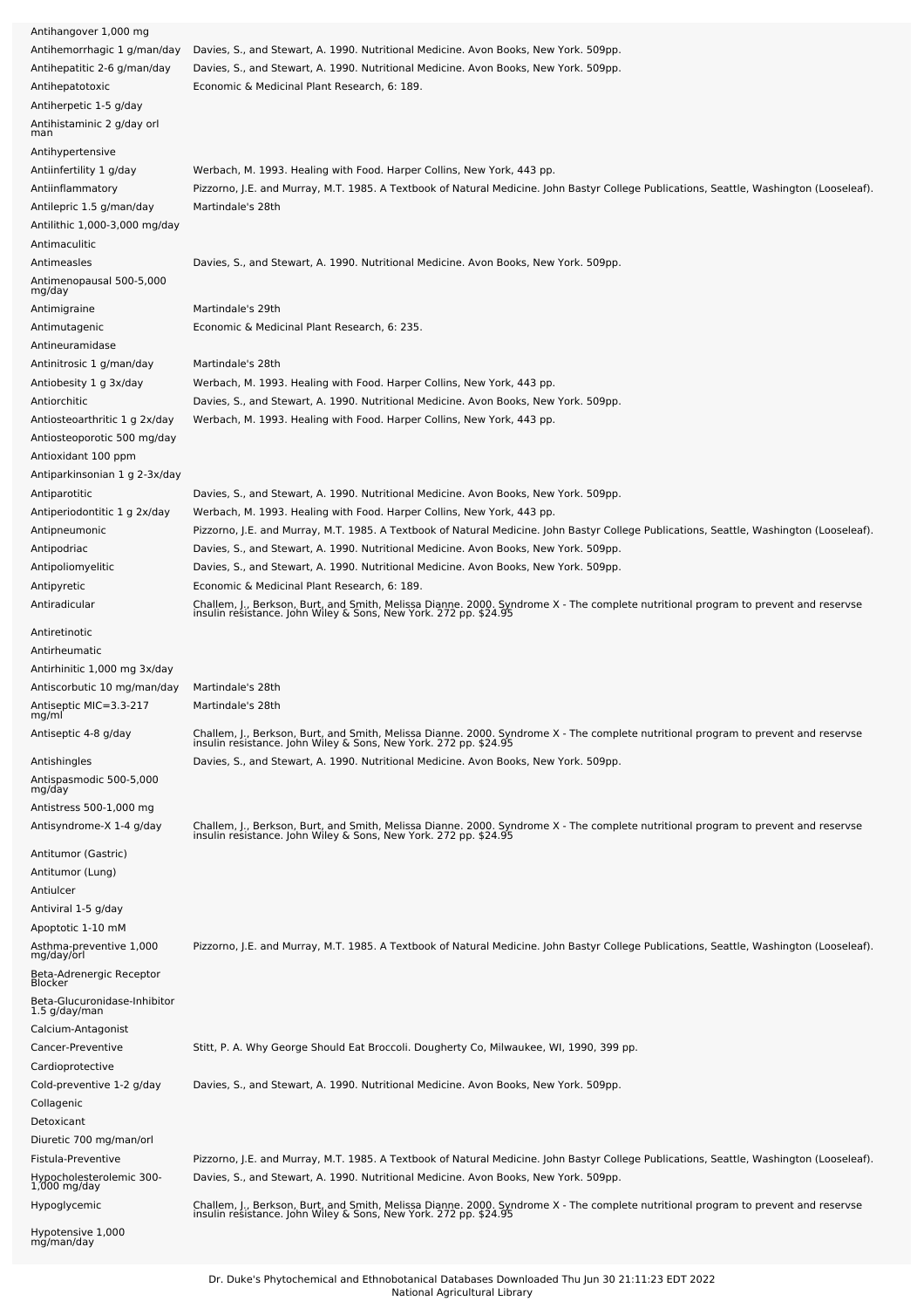| | |
|---|---|
| Antihangover 1,000 mg | |
| Antihemorrhagic 1 g/man/day | Davies, S., and Stewart, A. 1990. Nutritional Medicine. Avon Books, New York. 509pp. |
| Antihepatitic 2-6 g/man/day | Davies, S., and Stewart, A. 1990. Nutritional Medicine. Avon Books, New York. 509pp. |
| Antihepatotoxic | Economic & Medicinal Plant Research, 6: 189. |
| Antiherpetic 1-5 g/day | |
| Antihistaminic 2 g/day orl man | |
| Antihypertensive | |
| Antiinfertility 1 g/day | Werbach, M. 1993. Healing with Food. Harper Collins, New York, 443 pp. |
| Antiinflammatory | Pizzorno, J.E. and Murray, M.T. 1985. A Textbook of Natural Medicine. John Bastyr College Publications, Seattle, Washington (Looseleaf). |
| Antilepric 1.5 g/man/day | Martindale's 28th |
| Antilithic 1,000-3,000 mg/day | |
| Antimaculitic | |
| Antimeasles | Davies, S., and Stewart, A. 1990. Nutritional Medicine. Avon Books, New York. 509pp. |
| Antimenopausal 500-5,000 mg/day | |
| Antimigraine | Martindale's 29th |
| Antimutagenic | Economic & Medicinal Plant Research, 6: 235. |
| Antineuramidase | |
| Antinitrosic 1 g/man/day | Martindale's 28th |
| Antiobesity 1 g 3x/day | Werbach, M. 1993. Healing with Food. Harper Collins, New York, 443 pp. |
| Antiorchitic | Davies, S., and Stewart, A. 1990. Nutritional Medicine. Avon Books, New York. 509pp. |
| Antiosteoarthritic 1 g 2x/day | Werbach, M. 1993. Healing with Food. Harper Collins, New York, 443 pp. |
| Antiosteoporotic 500 mg/day | |
| Antioxidant 100 ppm | |
| Antiparkinsonian 1 g 2-3x/day | |
| Antiparotitic | Davies, S., and Stewart, A. 1990. Nutritional Medicine. Avon Books, New York. 509pp. |
| Antiperiodontitic 1 g 2x/day | Werbach, M. 1993. Healing with Food. Harper Collins, New York, 443 pp. |
| Antipneumonic | Pizzorno, J.E. and Murray, M.T. 1985. A Textbook of Natural Medicine. John Bastyr College Publications, Seattle, Washington (Looseleaf). |
| Antipodriac | Davies, S., and Stewart, A. 1990. Nutritional Medicine. Avon Books, New York. 509pp. |
| Antipoliomyelitic | Davies, S., and Stewart, A. 1990. Nutritional Medicine. Avon Books, New York. 509pp. |
| Antipyretic | Economic & Medicinal Plant Research, 6: 189. |
| Antiradicular | Challem, J., Berkson, Burt, and Smith, Melissa Dianne. 2000. Syndrome X - The complete nutritional program to prevent and reservse insulin resistance. John Wiley & Sons, New York. 272 pp. $24.95 |
| Antiretinotic | |
| Antirheumatic | |
| Antirhinitic 1,000 mg 3x/day | |
| Antiscorbutic 10 mg/man/day | Martindale's 28th |
| Antiseptic MIC=3.3-217 mg/ml | Martindale's 28th |
| Antiseptic 4-8 g/day | Challem, J., Berkson, Burt, and Smith, Melissa Dianne. 2000. Syndrome X - The complete nutritional program to prevent and reservse insulin resistance. John Wiley & Sons, New York. 272 pp. $24.95 |
| Antishingles | Davies, S., and Stewart, A. 1990. Nutritional Medicine. Avon Books, New York. 509pp. |
| Antispasmodic 500-5,000 mg/day | |
| Antistress 500-1,000 mg | |
| Antisyndrome-X 1-4 g/day | Challem, J., Berkson, Burt, and Smith, Melissa Dianne. 2000. Syndrome X - The complete nutritional program to prevent and reservse insulin resistance. John Wiley & Sons, New York. 272 pp. $24.95 |
| Antitumor (Gastric) | |
| Antitumor (Lung) | |
| Antiulcer | |
| Antiviral 1-5 g/day | |
| Apoptotic 1-10 mM | |
| Asthma-preventive 1,000 mg/day/orl | Pizzorno, J.E. and Murray, M.T. 1985. A Textbook of Natural Medicine. John Bastyr College Publications, Seattle, Washington (Looseleaf). |
| Beta-Adrenergic Receptor Blocker | |
| Beta-Glucuronidase-Inhibitor 1.5 g/day/man | |
| Calcium-Antagonist | |
| Cancer-Preventive | Stitt, P. A. Why George Should Eat Broccoli. Dougherty Co, Milwaukee, WI, 1990, 399 pp. |
| Cardioprotective | |
| Cold-preventive 1-2 g/day | Davies, S., and Stewart, A. 1990. Nutritional Medicine. Avon Books, New York. 509pp. |
| Collagenic | |
| Detoxicant | |
| Diuretic 700 mg/man/orl | |
| Fistula-Preventive | Pizzorno, J.E. and Murray, M.T. 1985. A Textbook of Natural Medicine. John Bastyr College Publications, Seattle, Washington (Looseleaf). |
| Hypocholesterolemic 300-1,000 mg/day | Davies, S., and Stewart, A. 1990. Nutritional Medicine. Avon Books, New York. 509pp. |
| Hypoglycemic | Challem, J., Berkson, Burt, and Smith, Melissa Dianne. 2000. Syndrome X - The complete nutritional program to prevent and reservse insulin resistance. John Wiley & Sons, New York. 272 pp. $24.95 |
| Hypotensive 1,000 mg/man/day | |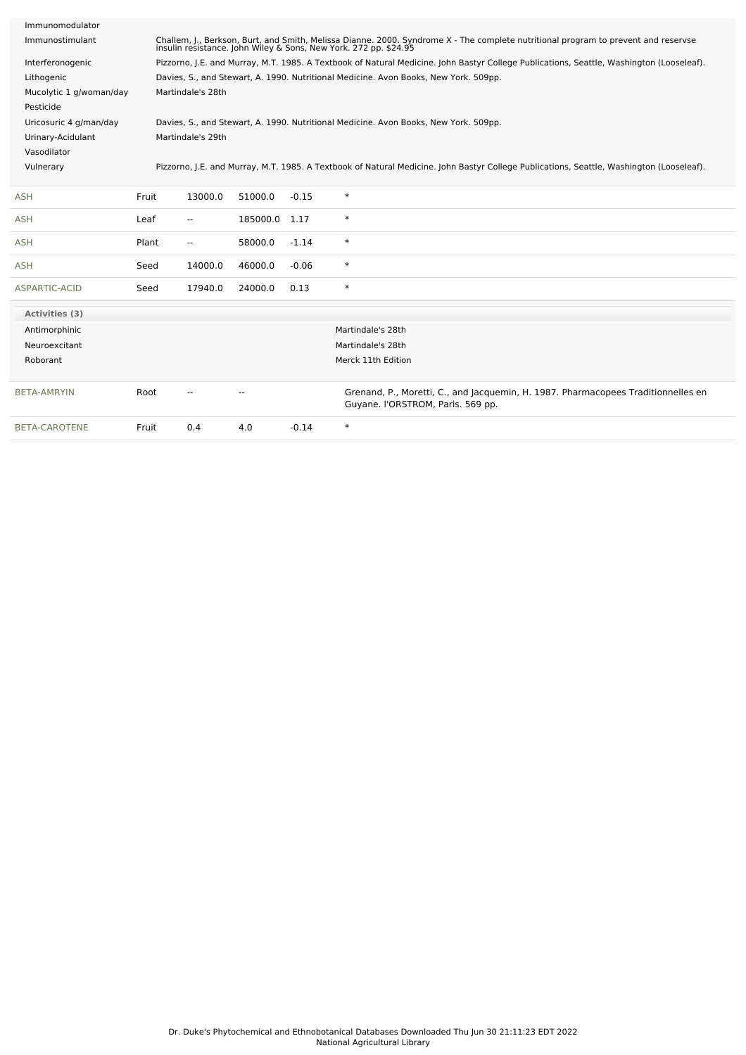| | |
|---|---|
| Immunomodulator | |
| Immunostimulant | Challem, J., Berkson, Burt, and Smith, Melissa Dianne. 2000. Syndrome X - The complete nutritional program to prevent and reservse insulin resistance. John Wiley & Sons, New York. 272 pp. $24.95 |
| Interferonogenic | Pizzorno, J.E. and Murray, M.T. 1985. A Textbook of Natural Medicine. John Bastyr College Publications, Seattle, Washington (Looseleaf). |
| Lithogenic | Davies, S., and Stewart, A. 1990. Nutritional Medicine. Avon Books, New York. 509pp. |
| Mucolytic 1 g/woman/day | Martindale's 28th |
| Pesticide | |
| Uricosuric 4 g/man/day | Davies, S., and Stewart, A. 1990. Nutritional Medicine. Avon Books, New York. 509pp. |
| Urinary-Acidulant | Martindale's 29th |
| Vasodilator | |
| Vulnerary | Pizzorno, J.E. and Murray, M.T. 1985. A Textbook of Natural Medicine. John Bastyr College Publications, Seattle, Washington (Looseleaf). |

| | | | | | |
|---|---|---|---|---|---|
| ASH | Fruit | 13000.0 | 51000.0 | -0.15 | * |
| ASH | Leaf | -- | 185000.0 | 1.17 | * |
| ASH | Plant | -- | 58000.0 | -1.14 | * |
| ASH | Seed | 14000.0 | 46000.0 | -0.06 | * |
| ASPARTIC-ACID | Seed | 17940.0 | 24000.0 | 0.13 | * |

**Activities (3)**

| | |
|---|---|
| Antimorphinic | Martindale's 28th |
| Neuroexcitant | Martindale's 28th |
| Roborant | Merck 11th Edition |

| | | | | | |
|---|---|---|---|---|---|
| BETA-AMRYIN | Root | -- | -- | | Grenand, P., Moretti, C., and Jacquemin, H. 1987. Pharmacopees Traditionnelles en Guyane. l'ORSTROM, Paris. 569 pp. |
| BETA-CAROTENE | Fruit | 0.4 | 4.0 | -0.14 | * |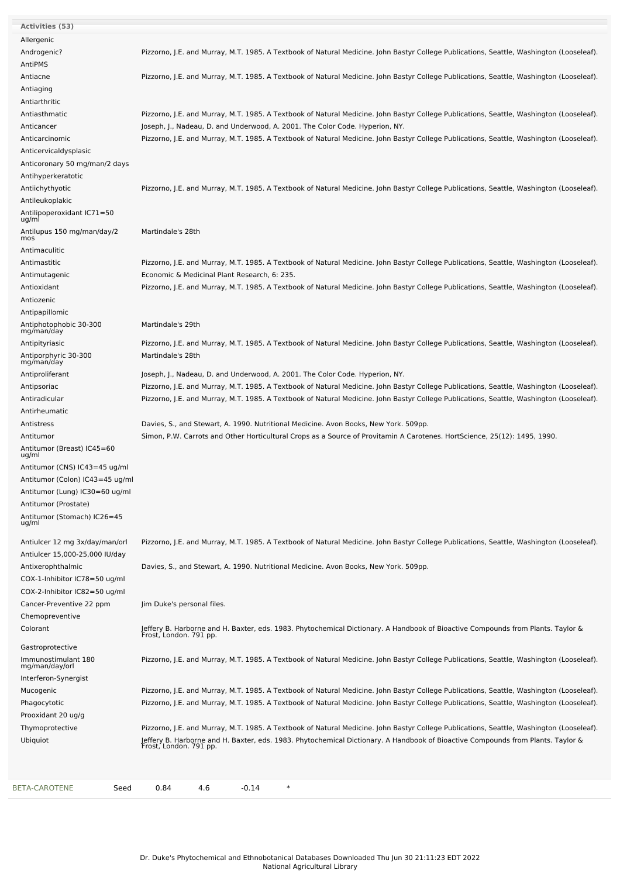**Activities (53)**

| | |
|---|---|
| Allergenic | |
| Androgenic? | Pizzorno, J.E. and Murray, M.T. 1985. A Textbook of Natural Medicine. John Bastyr College Publications, Seattle, Washington (Looseleaf). |
| AntiPMS | |
| Antiacne | Pizzorno, J.E. and Murray, M.T. 1985. A Textbook of Natural Medicine. John Bastyr College Publications, Seattle, Washington (Looseleaf). |
| Antiaging | |
| Antiarthritic | |
| Antiasthmatic | Pizzorno, J.E. and Murray, M.T. 1985. A Textbook of Natural Medicine. John Bastyr College Publications, Seattle, Washington (Looseleaf). |
| Anticancer | Joseph, J., Nadeau, D. and Underwood, A. 2001. The Color Code. Hyperion, NY. |
| Anticarcinomic | Pizzorno, J.E. and Murray, M.T. 1985. A Textbook of Natural Medicine. John Bastyr College Publications, Seattle, Washington (Looseleaf). |
| Anticervicaldysplasic | |
| Anticoronary 50 mg/man/2 days | |
| Antihyperkeratotic | |
| Antiichythyotic | Pizzorno, J.E. and Murray, M.T. 1985. A Textbook of Natural Medicine. John Bastyr College Publications, Seattle, Washington (Looseleaf). |
| Antileukoplakic | |
| Antilipoperoxidant IC71=50 ug/ml | |
| Antilupus 150 mg/man/day/2 mos | Martindale's 28th |
| Antimaculitic | |
| Antimastitic | Pizzorno, J.E. and Murray, M.T. 1985. A Textbook of Natural Medicine. John Bastyr College Publications, Seattle, Washington (Looseleaf). |
| Antimutagenic | Economic & Medicinal Plant Research, 6: 235. |
| Antioxidant | Pizzorno, J.E. and Murray, M.T. 1985. A Textbook of Natural Medicine. John Bastyr College Publications, Seattle, Washington (Looseleaf). |
| Antiozenic | |
| Antipapillomic | |
| Antiphotophobic 30-300 mg/man/day | Martindale's 29th |
| Antipityriasic | Pizzorno, J.E. and Murray, M.T. 1985. A Textbook of Natural Medicine. John Bastyr College Publications, Seattle, Washington (Looseleaf). |
| Antiporphyric 30-300 mg/man/day | Martindale's 28th |
| Antiproliferant | Joseph, J., Nadeau, D. and Underwood, A. 2001. The Color Code. Hyperion, NY. |
| Antipsoriac | Pizzorno, J.E. and Murray, M.T. 1985. A Textbook of Natural Medicine. John Bastyr College Publications, Seattle, Washington (Looseleaf). |
| Antiradicular | Pizzorno, J.E. and Murray, M.T. 1985. A Textbook of Natural Medicine. John Bastyr College Publications, Seattle, Washington (Looseleaf). |
| Antirheumatic | |
| Antistress | Davies, S., and Stewart, A. 1990. Nutritional Medicine. Avon Books, New York. 509pp. |
| Antitumor | Simon, P.W. Carrots and Other Horticultural Crops as a Source of Provitamin A Carotenes. HortScience, 25(12): 1495, 1990. |
| Antitumor (Breast) IC45=60 ug/ml | |
| Antitumor (CNS) IC43=45 ug/ml | |
| Antitumor (Colon) IC43=45 ug/ml | |
| Antitumor (Lung) IC30=60 ug/ml | |
| Antitumor (Prostate) | |
| Antitumor (Stomach) IC26=45 ug/ml | |
| Antiulcer 12 mg 3x/day/man/orl | Pizzorno, J.E. and Murray, M.T. 1985. A Textbook of Natural Medicine. John Bastyr College Publications, Seattle, Washington (Looseleaf). |
| Antiulcer 15,000-25,000 IU/day | |
| Antixerophthalmic | Davies, S., and Stewart, A. 1990. Nutritional Medicine. Avon Books, New York. 509pp. |
| COX-1-Inhibitor IC78=50 ug/ml | |
| COX-2-Inhibitor IC82=50 ug/ml | |
| Cancer-Preventive 22 ppm | Jim Duke's personal files. |
| Chemopreventive | |
| Colorant | Jeffery B. Harborne and H. Baxter, eds. 1983. Phytochemical Dictionary. A Handbook of Bioactive Compounds from Plants. Taylor & Frost, London. 791 pp. |
| Gastroprotective | |
| Immunostimulant 180 mg/man/day/orl | Pizzorno, J.E. and Murray, M.T. 1985. A Textbook of Natural Medicine. John Bastyr College Publications, Seattle, Washington (Looseleaf). |
| Interferon-Synergist | |
| Mucogenic | Pizzorno, J.E. and Murray, M.T. 1985. A Textbook of Natural Medicine. John Bastyr College Publications, Seattle, Washington (Looseleaf). |
| Phagocytotic | Pizzorno, J.E. and Murray, M.T. 1985. A Textbook of Natural Medicine. John Bastyr College Publications, Seattle, Washington (Looseleaf). |
| Prooxidant 20 ug/g | |
| Thymoprotective | Pizzorno, J.E. and Murray, M.T. 1985. A Textbook of Natural Medicine. John Bastyr College Publications, Seattle, Washington (Looseleaf). |
| Ubiquiot | Jeffery B. Harborne and H. Baxter, eds. 1983. Phytochemical Dictionary. A Handbook of Bioactive Compounds from Plants. Taylor & Frost, London. 791 pp. |

| | | | | | |
|---|---|---|---|---|---|
| BETA-CAROTENE | Seed | 0.84 | 4.6 | -0.14 | * |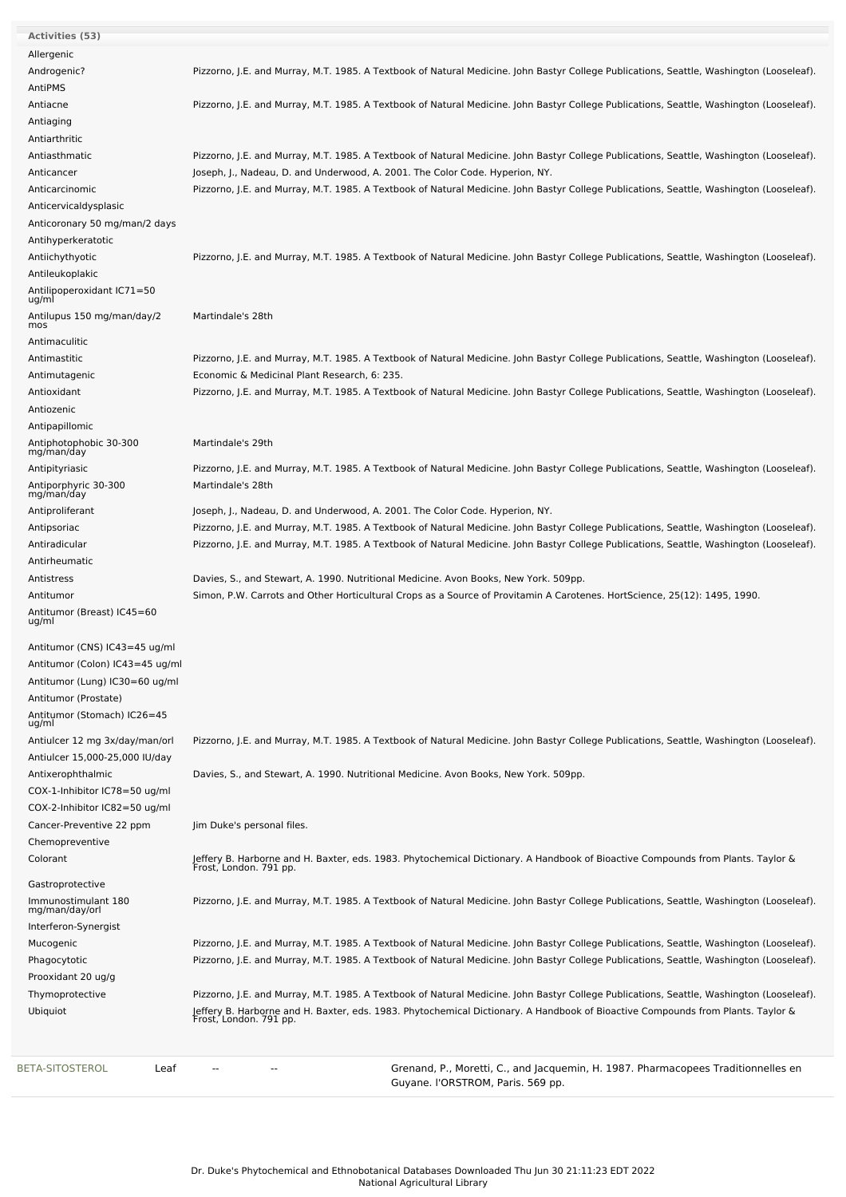**Activities (53)**

| | |
|---|---|
| Allergenic | |
| Androgenic? | Pizzorno, J.E. and Murray, M.T. 1985. A Textbook of Natural Medicine. John Bastyr College Publications, Seattle, Washington (Looseleaf). |
| AntiPMS | |
| Antiacne | Pizzorno, J.E. and Murray, M.T. 1985. A Textbook of Natural Medicine. John Bastyr College Publications, Seattle, Washington (Looseleaf). |
| Antiaging | |
| Antiarthritic | |
| Antiasthmatic | Pizzorno, J.E. and Murray, M.T. 1985. A Textbook of Natural Medicine. John Bastyr College Publications, Seattle, Washington (Looseleaf). |
| Anticancer | Joseph, J., Nadeau, D. and Underwood, A. 2001. The Color Code. Hyperion, NY. |
| Anticarcinomic | Pizzorno, J.E. and Murray, M.T. 1985. A Textbook of Natural Medicine. John Bastyr College Publications, Seattle, Washington (Looseleaf). |
| Anticervicaldysplasic | |
| Anticoronary 50 mg/man/2 days | |
| Antihyperkeratotic | |
| Antiichythyotic | Pizzorno, J.E. and Murray, M.T. 1985. A Textbook of Natural Medicine. John Bastyr College Publications, Seattle, Washington (Looseleaf). |
| Antileukoplakic | |
| Antilipoperoxidant IC71=50 ug/ml | |
| Antilupus 150 mg/man/day/2 mos | Martindale's 28th |
| Antimaculitic | |
| Antimastitic | Pizzorno, J.E. and Murray, M.T. 1985. A Textbook of Natural Medicine. John Bastyr College Publications, Seattle, Washington (Looseleaf). |
| Antimutagenic | Economic & Medicinal Plant Research, 6: 235. |
| Antioxidant | Pizzorno, J.E. and Murray, M.T. 1985. A Textbook of Natural Medicine. John Bastyr College Publications, Seattle, Washington (Looseleaf). |
| Antiozenic | |
| Antipapillomic | |
| Antiphotophobic 30-300 mg/man/day | Martindale's 29th |
| Antipityriasic | Pizzorno, J.E. and Murray, M.T. 1985. A Textbook of Natural Medicine. John Bastyr College Publications, Seattle, Washington (Looseleaf). |
| Antiporphyric 30-300 mg/man/day | Martindale's 28th |
| Antiproliferant | Joseph, J., Nadeau, D. and Underwood, A. 2001. The Color Code. Hyperion, NY. |
| Antipsoriac | Pizzorno, J.E. and Murray, M.T. 1985. A Textbook of Natural Medicine. John Bastyr College Publications, Seattle, Washington (Looseleaf). |
| Antiradicular | Pizzorno, J.E. and Murray, M.T. 1985. A Textbook of Natural Medicine. John Bastyr College Publications, Seattle, Washington (Looseleaf). |
| Antirheumatic | |
| Antistress | Davies, S., and Stewart, A. 1990. Nutritional Medicine. Avon Books, New York. 509pp. |
| Antitumor | Simon, P.W. Carrots and Other Horticultural Crops as a Source of Provitamin A Carotenes. HortScience, 25(12): 1495, 1990. |
| Antitumor (Breast) IC45=60 ug/ml | |
| Antitumor (CNS) IC43=45 ug/ml | |
| Antitumor (Colon) IC43=45 ug/ml | |
| Antitumor (Lung) IC30=60 ug/ml | |
| Antitumor (Prostate) | |
| Antitumor (Stomach) IC26=45 ug/ml | |
| Antiulcer 12 mg 3x/day/man/orl | Pizzorno, J.E. and Murray, M.T. 1985. A Textbook of Natural Medicine. John Bastyr College Publications, Seattle, Washington (Looseleaf). |
| Antiulcer 15,000-25,000 IU/day | |
| Antixerophthalmic | Davies, S., and Stewart, A. 1990. Nutritional Medicine. Avon Books, New York. 509pp. |
| COX-1-Inhibitor IC78=50 ug/ml | |
| COX-2-Inhibitor IC82=50 ug/ml | |
| Cancer-Preventive 22 ppm | Jim Duke's personal files. |
| Chemopreventive | |
| Colorant | Jeffery B. Harborne and H. Baxter, eds. 1983. Phytochemical Dictionary. A Handbook of Bioactive Compounds from Plants. Taylor & Frost, London. 791 pp. |
| Gastroprotective | |
| Immunostimulant 180 mg/man/day/orl | Pizzorno, J.E. and Murray, M.T. 1985. A Textbook of Natural Medicine. John Bastyr College Publications, Seattle, Washington (Looseleaf). |
| Interferon-Synergist | |
| Mucogenic | Pizzorno, J.E. and Murray, M.T. 1985. A Textbook of Natural Medicine. John Bastyr College Publications, Seattle, Washington (Looseleaf). |
| Phagocytotic | Pizzorno, J.E. and Murray, M.T. 1985. A Textbook of Natural Medicine. John Bastyr College Publications, Seattle, Washington (Looseleaf). |
| Prooxidant 20 ug/g | |
| Thymoprotective | Pizzorno, J.E. and Murray, M.T. 1985. A Textbook of Natural Medicine. John Bastyr College Publications, Seattle, Washington (Looseleaf). |
| Ubiquiot | Jeffery B. Harborne and H. Baxter, eds. 1983. Phytochemical Dictionary. A Handbook of Bioactive Compounds from Plants. Taylor & Frost, London. 791 pp. |

| | | | | |
|---|---|---|---|---|
| BETA-SITOSTEROL | Leaf | -- | -- | Grenand, P., Moretti, C., and Jacquemin, H. 1987. Pharmacopees Traditionnelles en Guyane. l'ORSTROM, Paris. 569 pp. |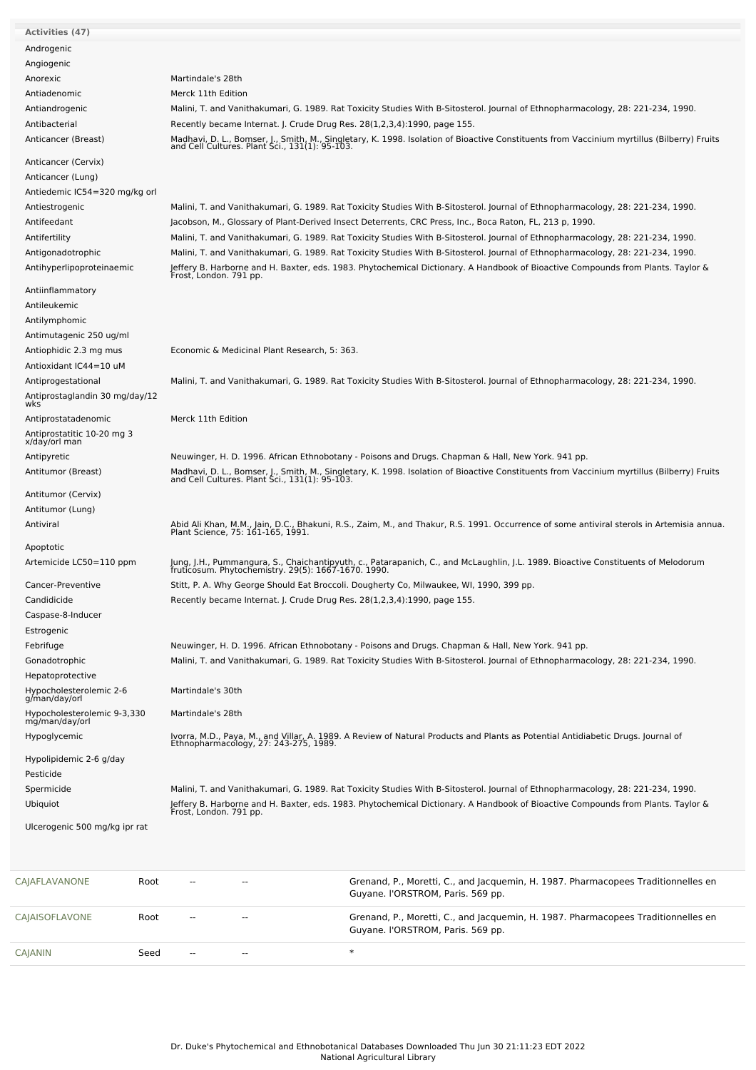**Activities (47)**

| | |
|---|---|
| Androgenic | |
| Angiogenic | |
| Anorexic | Martindale's 28th |
| Antiadenomic | Merck 11th Edition |
| Antiandrogenic | Malini, T. and Vanithakumari, G. 1989. Rat Toxicity Studies With B-Sitosterol. Journal of Ethnopharmacology, 28: 221-234, 1990. |
| Antibacterial | Recently became Internat. J. Crude Drug Res. 28(1,2,3,4):1990, page 155. |
| Anticancer (Breast) | Madhavi, D. L., Bomser, J., Smith, M., Singletary, K. 1998. Isolation of Bioactive Constituents from Vaccinium myrtillus (Bilberry) Fruits and Cell Cultures. Plant Sci., 131(1): 95-103. |
| Anticancer (Cervix) | |
| Anticancer (Lung) | |
| Antiedemic IC54=320 mg/kg orl | |
| Antiestrogenic | Malini, T. and Vanithakumari, G. 1989. Rat Toxicity Studies With B-Sitosterol. Journal of Ethnopharmacology, 28: 221-234, 1990. |
| Antifeedant | Jacobson, M., Glossary of Plant-Derived Insect Deterrents, CRC Press, Inc., Boca Raton, FL, 213 p, 1990. |
| Antifertility | Malini, T. and Vanithakumari, G. 1989. Rat Toxicity Studies With B-Sitosterol. Journal of Ethnopharmacology, 28: 221-234, 1990. |
| Antigonadotrophic | Malini, T. and Vanithakumari, G. 1989. Rat Toxicity Studies With B-Sitosterol. Journal of Ethnopharmacology, 28: 221-234, 1990. |
| Antihyperlipoproteinaemic | Jeffery B. Harborne and H. Baxter, eds. 1983. Phytochemical Dictionary. A Handbook of Bioactive Compounds from Plants. Taylor & Frost, London. 791 pp. |
| Antiinflammatory | |
| Antileukemic | |
| Antilymphomic | |
| Antimutagenic 250 ug/ml | |
| Antiophidic 2.3 mg mus | Economic & Medicinal Plant Research, 5: 363. |
| Antioxidant IC44=10 uM | |
| Antiprogestational | Malini, T. and Vanithakumari, G. 1989. Rat Toxicity Studies With B-Sitosterol. Journal of Ethnopharmacology, 28: 221-234, 1990. |
| Antiprostaglandin 30 mg/day/12 wks | |
| Antiprostatadenomic | Merck 11th Edition |
| Antiprostatitic 10-20 mg 3 x/day/orl man | |
| Antipyretic | Neuwinger, H. D. 1996. African Ethnobotany - Poisons and Drugs. Chapman & Hall, New York. 941 pp. |
| Antitumor (Breast) | Madhavi, D. L., Bomser, J., Smith, M., Singletary, K. 1998. Isolation of Bioactive Constituents from Vaccinium myrtillus (Bilberry) Fruits and Cell Cultures. Plant Sci., 131(1): 95-103. |
| Antitumor (Cervix) | |
| Antitumor (Lung) | |
| Antiviral | Abid Ali Khan, M.M., Jain, D.C., Bhakuni, R.S., Zaim, M., and Thakur, R.S. 1991. Occurrence of some antiviral sterols in Artemisia annua. Plant Science, 75: 161-165, 1991. |
| Apoptotic | |
| Artemicide LC50=110 ppm | Jung, J.H., Pummangura, S., Chaichantipyuth, c., Patarapanich, C., and McLaughlin, J.L. 1989. Bioactive Constituents of Melodorum fruticosum. Phytochemistry. 29(5): 1667-1670. 1990. |
| Cancer-Preventive | Stitt, P. A. Why George Should Eat Broccoli. Dougherty Co, Milwaukee, WI, 1990, 399 pp. |
| Candidicide | Recently became Internat. J. Crude Drug Res. 28(1,2,3,4):1990, page 155. |
| Caspase-8-Inducer | |
| Estrogenic | |
| Febrifuge | Neuwinger, H. D. 1996. African Ethnobotany - Poisons and Drugs. Chapman & Hall, New York. 941 pp. |
| Gonadotrophic | Malini, T. and Vanithakumari, G. 1989. Rat Toxicity Studies With B-Sitosterol. Journal of Ethnopharmacology, 28: 221-234, 1990. |
| Hepatoprotective | |
| Hypocholesterolemic 2-6 g/man/day/orl | Martindale's 30th |
| Hypocholesterolemic 9-3,330 mg/man/day/orl | Martindale's 28th |
| Hypoglycemic | Ivorra, M.D., Paya, M., and Villar, A. 1989. A Review of Natural Products and Plants as Potential Antidiabetic Drugs. Journal of Ethnopharmacology, 27: 243-275, 1989. |
| Hypolipidemic 2-6 g/day | |
| Pesticide | |
| Spermicide | Malini, T. and Vanithakumari, G. 1989. Rat Toxicity Studies With B-Sitosterol. Journal of Ethnopharmacology, 28: 221-234, 1990. |
| Ubiquiot | Jeffery B. Harborne and H. Baxter, eds. 1983. Phytochemical Dictionary. A Handbook of Bioactive Compounds from Plants. Taylor & Frost, London. 791 pp. |
| Ulcerogenic 500 mg/kg ipr rat | |

| | | | | |
|---|---|---|---|---|
| CAJAFLAVANONE | Root | -- | -- | Grenand, P., Moretti, C., and Jacquemin, H. 1987. Pharmacopees Traditionnelles en Guyane. l'ORSTROM, Paris. 569 pp. |
| CAJAISOFLAVONE | Root | -- | -- | Grenand, P., Moretti, C., and Jacquemin, H. 1987. Pharmacopees Traditionnelles en Guyane. l'ORSTROM, Paris. 569 pp. |
| CAJANIN | Seed | -- | -- | * |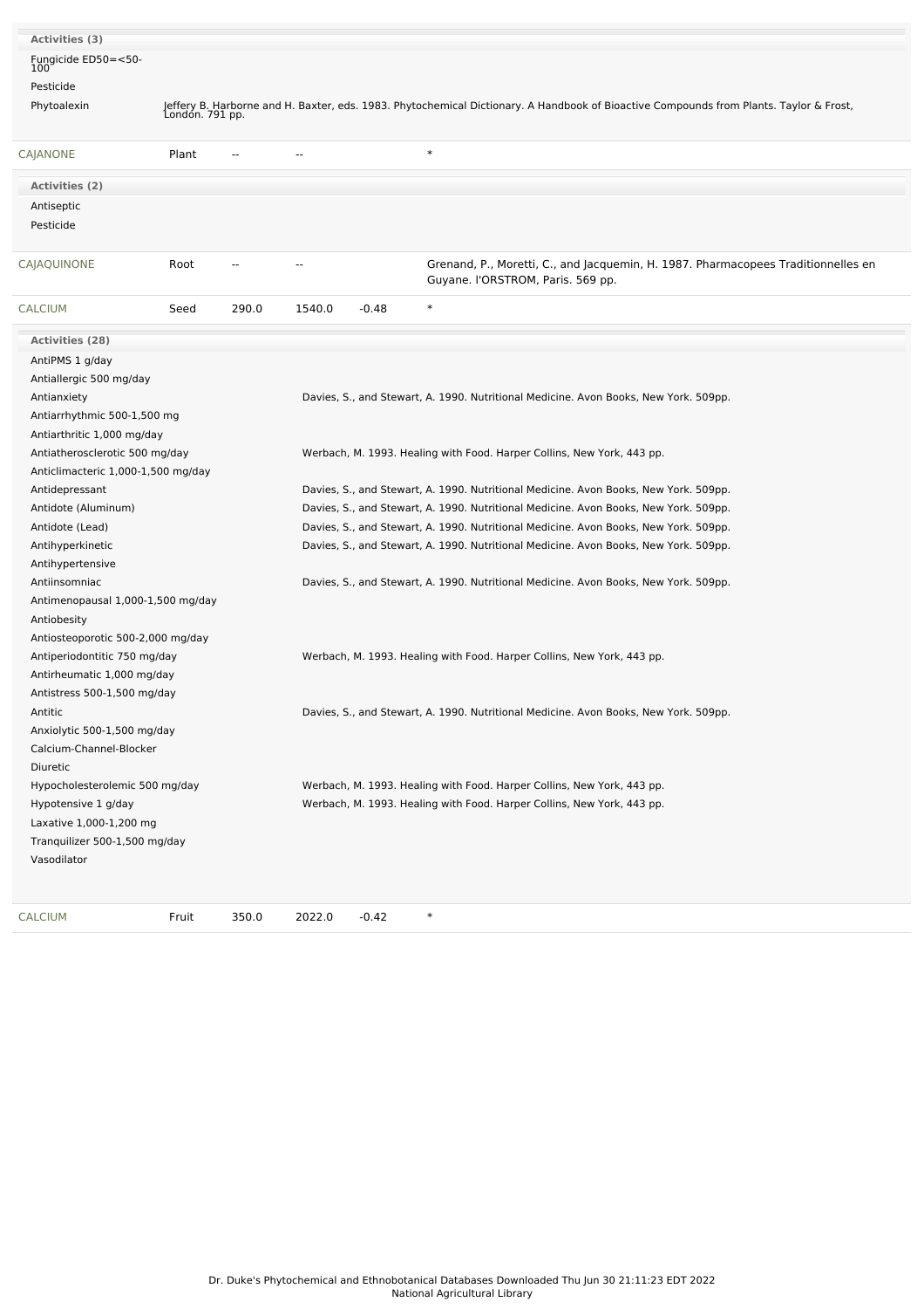**Activities (3)**

| | |
|---|---|
| Fungicide ED50=<50-100 | |
| Pesticide | |
| Phytoalexin | Jeffery B. Harborne and H. Baxter, eds. 1983. Phytochemical Dictionary. A Handbook of Bioactive Compounds from Plants. Taylor & Frost, London. 791 pp. |

| | | | | | |
|---|---|---|---|---|---|
| CAJANONE | Plant | -- | -- | | * |

**Activities (2)**

Antiseptic

Pesticide

| | | | | | |
|---|---|---|---|---|---|
| CAJAQUINONE | Root | -- | -- | | Grenand, P., Moretti, C., and Jacquemin, H. 1987. Pharmacopees Traditionnelles en Guyane. l'ORSTROM, Paris. 569 pp. |
| CALCIUM | Seed | 290.0 | 1540.0 | -0.48 | * |

**Activities (28)**

| | |
|---|---|
| AntiPMS 1 g/day | |
| Antiallergic 500 mg/day | |
| Antianxiety | Davies, S., and Stewart, A. 1990. Nutritional Medicine. Avon Books, New York. 509pp. |
| Antiarrhythmic 500-1,500 mg | |
| Antiarthritic 1,000 mg/day | |
| Antiatherosclerotic 500 mg/day | Werbach, M. 1993. Healing with Food. Harper Collins, New York, 443 pp. |
| Anticlimacteric 1,000-1,500 mg/day | |
| Antidepressant | Davies, S., and Stewart, A. 1990. Nutritional Medicine. Avon Books, New York. 509pp. |
| Antidote (Aluminum) | Davies, S., and Stewart, A. 1990. Nutritional Medicine. Avon Books, New York. 509pp. |
| Antidote (Lead) | Davies, S., and Stewart, A. 1990. Nutritional Medicine. Avon Books, New York. 509pp. |
| Antihyperkinetic | Davies, S., and Stewart, A. 1990. Nutritional Medicine. Avon Books, New York. 509pp. |
| Antihypertensive | |
| Antiinsomniac | Davies, S., and Stewart, A. 1990. Nutritional Medicine. Avon Books, New York. 509pp. |
| Antimenopausal 1,000-1,500 mg/day | |
| Antiobesity | |
| Antiosteoporotic 500-2,000 mg/day | |
| Antiperiodontitic 750 mg/day | Werbach, M. 1993. Healing with Food. Harper Collins, New York, 443 pp. |
| Antirheumatic 1,000 mg/day | |
| Antistress 500-1,500 mg/day | |
| Antitic | Davies, S., and Stewart, A. 1990. Nutritional Medicine. Avon Books, New York. 509pp. |
| Anxiolytic 500-1,500 mg/day | |
| Calcium-Channel-Blocker | |
| Diuretic | |
| Hypocholesterolemic 500 mg/day | Werbach, M. 1993. Healing with Food. Harper Collins, New York, 443 pp. |
| Hypotensive 1 g/day | Werbach, M. 1993. Healing with Food. Harper Collins, New York, 443 pp. |
| Laxative 1,000-1,200 mg | |
| Tranquilizer 500-1,500 mg/day | |
| Vasodilator | |

| | | | | | |
|---|---|---|---|---|---|
| CALCIUM | Fruit | 350.0 | 2022.0 | -0.42 | * |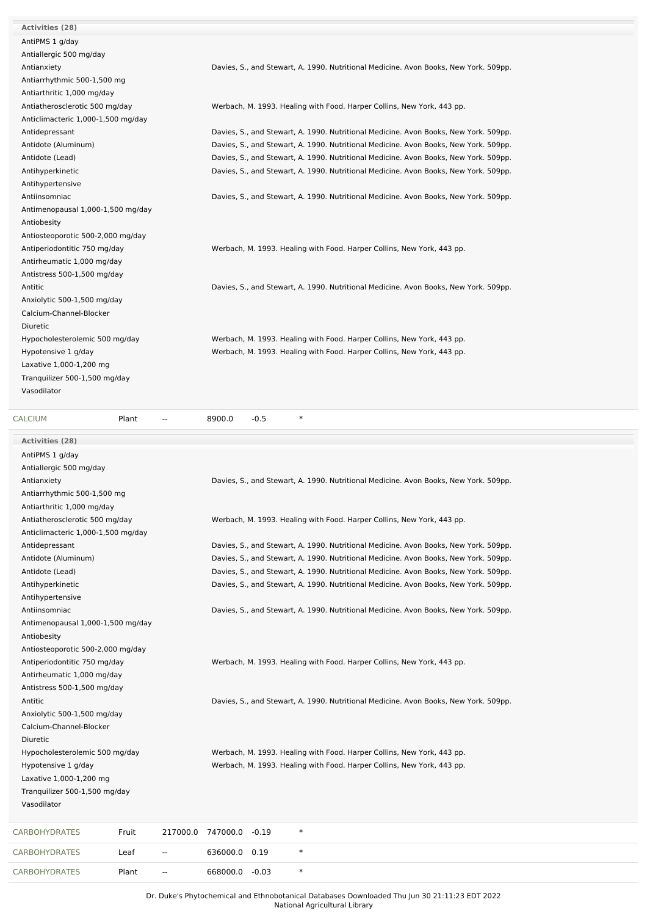**Activities (28)**

| | |
|---|---|
| AntiPMS 1 g/day | |
| Antiallergic 500 mg/day | |
| Antianxiety | Davies, S., and Stewart, A. 1990. Nutritional Medicine. Avon Books, New York. 509pp. |
| Antiarrhythmic 500-1,500 mg | |
| Antiarthritic 1,000 mg/day | |
| Antiatherosclerotic 500 mg/day | Werbach, M. 1993. Healing with Food. Harper Collins, New York, 443 pp. |
| Anticlimacteric 1,000-1,500 mg/day | |
| Antidepressant | Davies, S., and Stewart, A. 1990. Nutritional Medicine. Avon Books, New York. 509pp. |
| Antidote (Aluminum) | Davies, S., and Stewart, A. 1990. Nutritional Medicine. Avon Books, New York. 509pp. |
| Antidote (Lead) | Davies, S., and Stewart, A. 1990. Nutritional Medicine. Avon Books, New York. 509pp. |
| Antihyperkinetic | Davies, S., and Stewart, A. 1990. Nutritional Medicine. Avon Books, New York. 509pp. |
| Antihypertensive | |
| Antiinsomniac | Davies, S., and Stewart, A. 1990. Nutritional Medicine. Avon Books, New York. 509pp. |
| Antimenopausal 1,000-1,500 mg/day | |
| Antiobesity | |
| Antiosteoporotic 500-2,000 mg/day | |
| Antiperiodontitic 750 mg/day | Werbach, M. 1993. Healing with Food. Harper Collins, New York, 443 pp. |
| Antirheumatic 1,000 mg/day | |
| Antistress 500-1,500 mg/day | |
| Antitic | Davies, S., and Stewart, A. 1990. Nutritional Medicine. Avon Books, New York. 509pp. |
| Anxiolytic 500-1,500 mg/day | |
| Calcium-Channel-Blocker | |
| Diuretic | |
| Hypocholesterolemic 500 mg/day | Werbach, M. 1993. Healing with Food. Harper Collins, New York, 443 pp. |
| Hypotensive 1 g/day | Werbach, M. 1993. Healing with Food. Harper Collins, New York, 443 pp. |
| Laxative 1,000-1,200 mg | |
| Tranquilizer 500-1,500 mg/day | |
| Vasodilator | |

| | | | | | |
|---|---|---|---|---|---|
| CALCIUM | Plant | -- | 8900.0 | -0.5 | * |

**Activities (28)**

| | |
|---|---|
| AntiPMS 1 g/day | |
| Antiallergic 500 mg/day | |
| Antianxiety | Davies, S., and Stewart, A. 1990. Nutritional Medicine. Avon Books, New York. 509pp. |
| Antiarrhythmic 500-1,500 mg | |
| Antiarthritic 1,000 mg/day | |
| Antiatherosclerotic 500 mg/day | Werbach, M. 1993. Healing with Food. Harper Collins, New York, 443 pp. |
| Anticlimacteric 1,000-1,500 mg/day | |
| Antidepressant | Davies, S., and Stewart, A. 1990. Nutritional Medicine. Avon Books, New York. 509pp. |
| Antidote (Aluminum) | Davies, S., and Stewart, A. 1990. Nutritional Medicine. Avon Books, New York. 509pp. |
| Antidote (Lead) | Davies, S., and Stewart, A. 1990. Nutritional Medicine. Avon Books, New York. 509pp. |
| Antihyperkinetic | Davies, S., and Stewart, A. 1990. Nutritional Medicine. Avon Books, New York. 509pp. |
| Antihypertensive | |
| Antiinsomniac | Davies, S., and Stewart, A. 1990. Nutritional Medicine. Avon Books, New York. 509pp. |
| Antimenopausal 1,000-1,500 mg/day | |
| Antiobesity | |
| Antiosteoporotic 500-2,000 mg/day | |
| Antiperiodontitic 750 mg/day | Werbach, M. 1993. Healing with Food. Harper Collins, New York, 443 pp. |
| Antirheumatic 1,000 mg/day | |
| Antistress 500-1,500 mg/day | |
| Antitic | Davies, S., and Stewart, A. 1990. Nutritional Medicine. Avon Books, New York. 509pp. |
| Anxiolytic 500-1,500 mg/day | |
| Calcium-Channel-Blocker | |
| Diuretic | |
| Hypocholesterolemic 500 mg/day | Werbach, M. 1993. Healing with Food. Harper Collins, New York, 443 pp. |
| Hypotensive 1 g/day | Werbach, M. 1993. Healing with Food. Harper Collins, New York, 443 pp. |
| Laxative 1,000-1,200 mg | |
| Tranquilizer 500-1,500 mg/day | |
| Vasodilator | |

| | | | | | |
|---|---|---|---|---|---|
| CARBOHYDRATES | Fruit | 217000.0 | 747000.0 | -0.19 | * |
| CARBOHYDRATES | Leaf | -- | 636000.0 | 0.19 | * |
| CARBOHYDRATES | Plant | -- | 668000.0 | -0.03 | * |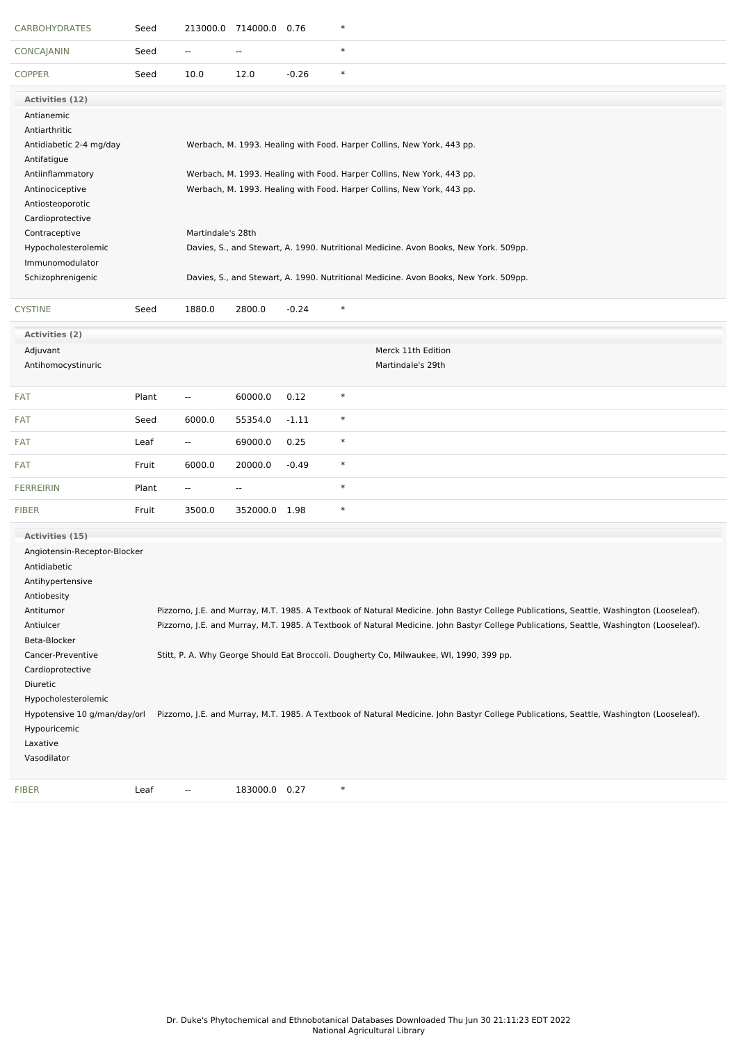| | | | | | |
|---|---|---|---|---|---|
| CARBOHYDRATES | Seed | 213000.0 | 714000.0 | 0.76 | * |
| CONCAJANIN | Seed | -- | -- | | * |
| COPPER | Seed | 10.0 | 12.0 | -0.26 | * |

**Activities (12)**

| | |
|---|---|
| Antianemic | |
| Antiarthritic | |
| Antidiabetic 2-4 mg/day | Werbach, M. 1993. Healing with Food. Harper Collins, New York, 443 pp. |
| Antifatigue | |
| Antiinflammatory | Werbach, M. 1993. Healing with Food. Harper Collins, New York, 443 pp. |
| Antinociceptive | Werbach, M. 1993. Healing with Food. Harper Collins, New York, 443 pp. |
| Antiosteoporotic | |
| Cardioprotective | |
| Contraceptive | Martindale's 28th |
| Hypocholesterolemic | Davies, S., and Stewart, A. 1990. Nutritional Medicine. Avon Books, New York. 509pp. |
| Immunomodulator | |
| Schizophrenigenic | Davies, S., and Stewart, A. 1990. Nutritional Medicine. Avon Books, New York. 509pp. |

| | | | | | |
|---|---|---|---|---|---|
| CYSTINE | Seed | 1880.0 | 2800.0 | -0.24 | * |

**Activities (2)**

| | |
|---|---|
| Adjuvant | Merck 11th Edition |
| Antihomocystinuric | Martindale's 29th |

| | | | | | |
|---|---|---|---|---|---|
| FAT | Plant | -- | 60000.0 | 0.12 | * |
| FAT | Seed | 6000.0 | 55354.0 | -1.11 | * |
| FAT | Leaf | -- | 69000.0 | 0.25 | * |
| FAT | Fruit | 6000.0 | 20000.0 | -0.49 | * |
| FERREIRIN | Plant | -- | -- | | * |
| FIBER | Fruit | 3500.0 | 352000.0 | 1.98 | * |

**Activities (15)**

| | |
|---|---|
| Angiotensin-Receptor-Blocker | |
| Antidiabetic | |
| Antihypertensive | |
| Antiobesity | |
| Antitumor | Pizzorno, J.E. and Murray, M.T. 1985. A Textbook of Natural Medicine. John Bastyr College Publications, Seattle, Washington (Looseleaf). |
| Antiulcer | Pizzorno, J.E. and Murray, M.T. 1985. A Textbook of Natural Medicine. John Bastyr College Publications, Seattle, Washington (Looseleaf). |
| Beta-Blocker | |
| Cancer-Preventive | Stitt, P. A. Why George Should Eat Broccoli. Dougherty Co, Milwaukee, WI, 1990, 399 pp. |
| Cardioprotective | |
| Diuretic | |
| Hypocholesterolemic | |
| Hypotensive 10 g/man/day/orl | Pizzorno, J.E. and Murray, M.T. 1985. A Textbook of Natural Medicine. John Bastyr College Publications, Seattle, Washington (Looseleaf). |
| Hypouricemic | |
| Laxative | |
| Vasodilator | |

| | | | | | |
|---|---|---|---|---|---|
| FIBER | Leaf | -- | 183000.0 | 0.27 | * |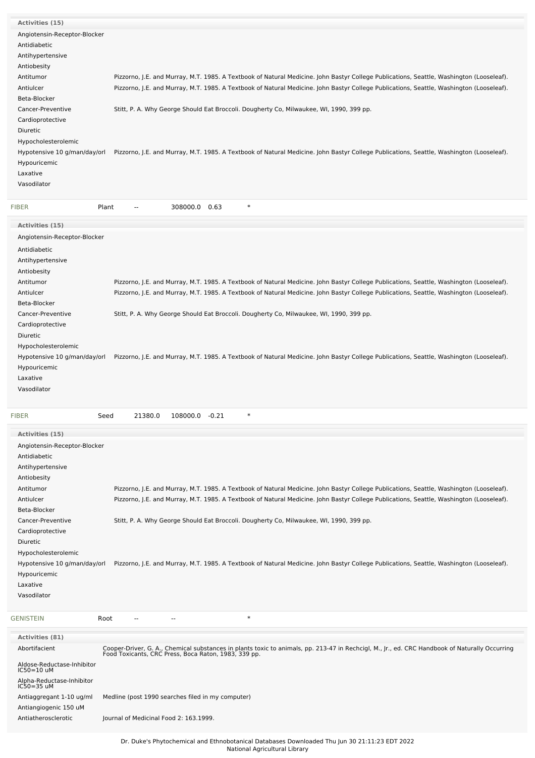| Activities (15) | |
|---|---|
| Angiotensin-Receptor-Blocker | |
| Antidiabetic | |
| Antihypertensive | |
| Antiobesity | |
| Antitumor | Pizzorno, J.E. and Murray, M.T. 1985. A Textbook of Natural Medicine. John Bastyr College Publications, Seattle, Washington (Looseleaf). |
| Antiulcer | Pizzorno, J.E. and Murray, M.T. 1985. A Textbook of Natural Medicine. John Bastyr College Publications, Seattle, Washington (Looseleaf). |
| Beta-Blocker | |
| Cancer-Preventive | Stitt, P. A. Why George Should Eat Broccoli. Dougherty Co, Milwaukee, WI, 1990, 399 pp. |
| Cardioprotective | |
| Diuretic | |
| Hypocholesterolemic | |
| Hypotensive 10 g/man/day/orl | Pizzorno, J.E. and Murray, M.T. 1985. A Textbook of Natural Medicine. John Bastyr College Publications, Seattle, Washington (Looseleaf). |
| Hypouricemic | |
| Laxative | |
| Vasodilator | |

| | | | | | |
|---|---|---|---|---|---|
| FIBER | Plant | -- | 308000.0 | 0.63 | * |

| Activities (15) | |
|---|---|
| Angiotensin-Receptor-Blocker | |
| Antidiabetic | |
| Antihypertensive | |
| Antiobesity | |
| Antitumor | Pizzorno, J.E. and Murray, M.T. 1985. A Textbook of Natural Medicine. John Bastyr College Publications, Seattle, Washington (Looseleaf). |
| Antiulcer | Pizzorno, J.E. and Murray, M.T. 1985. A Textbook of Natural Medicine. John Bastyr College Publications, Seattle, Washington (Looseleaf). |
| Beta-Blocker | |
| Cancer-Preventive | Stitt, P. A. Why George Should Eat Broccoli. Dougherty Co, Milwaukee, WI, 1990, 399 pp. |
| Cardioprotective | |
| Diuretic | |
| Hypocholesterolemic | |
| Hypotensive 10 g/man/day/orl | Pizzorno, J.E. and Murray, M.T. 1985. A Textbook of Natural Medicine. John Bastyr College Publications, Seattle, Washington (Looseleaf). |
| Hypouricemic | |
| Laxative | |
| Vasodilator | |

| | | | | | |
|---|---|---|---|---|---|
| FIBER | Seed | 21380.0 | 108000.0 | -0.21 | * |

| Activities (15) | |
|---|---|
| Angiotensin-Receptor-Blocker | |
| Antidiabetic | |
| Antihypertensive | |
| Antiobesity | |
| Antitumor | Pizzorno, J.E. and Murray, M.T. 1985. A Textbook of Natural Medicine. John Bastyr College Publications, Seattle, Washington (Looseleaf). |
| Antiulcer | Pizzorno, J.E. and Murray, M.T. 1985. A Textbook of Natural Medicine. John Bastyr College Publications, Seattle, Washington (Looseleaf). |
| Beta-Blocker | |
| Cancer-Preventive | Stitt, P. A. Why George Should Eat Broccoli. Dougherty Co, Milwaukee, WI, 1990, 399 pp. |
| Cardioprotective | |
| Diuretic | |
| Hypocholesterolemic | |
| Hypotensive 10 g/man/day/orl | Pizzorno, J.E. and Murray, M.T. 1985. A Textbook of Natural Medicine. John Bastyr College Publications, Seattle, Washington (Looseleaf). |
| Hypouricemic | |
| Laxative | |
| Vasodilator | |

| | | | | | |
|---|---|---|---|---|---|
| GENISTEIN | Root | -- | -- | | * |

| Activities (81) | |
|---|---|
| Abortifacient | Cooper-Driver, G. A., Chemical substances in plants toxic to animals, pp. 213-47 in Rechcigl, M., Jr., ed. CRC Handbook of Naturally Occurring Food Toxicants, CRC Press, Boca Raton, 1983, 339 pp. |
| Aldose-Reductase-Inhibitor IC50=10 uM | |
| Alpha-Reductase-Inhibitor IC50=35 uM | |
| Antiaggregant 1-10 ug/ml | Medline (post 1990 searches filed in my computer) |
| Antiangiogenic 150 uM | |
| Antiatherosclerotic | Journal of Medicinal Food 2: 163.1999. |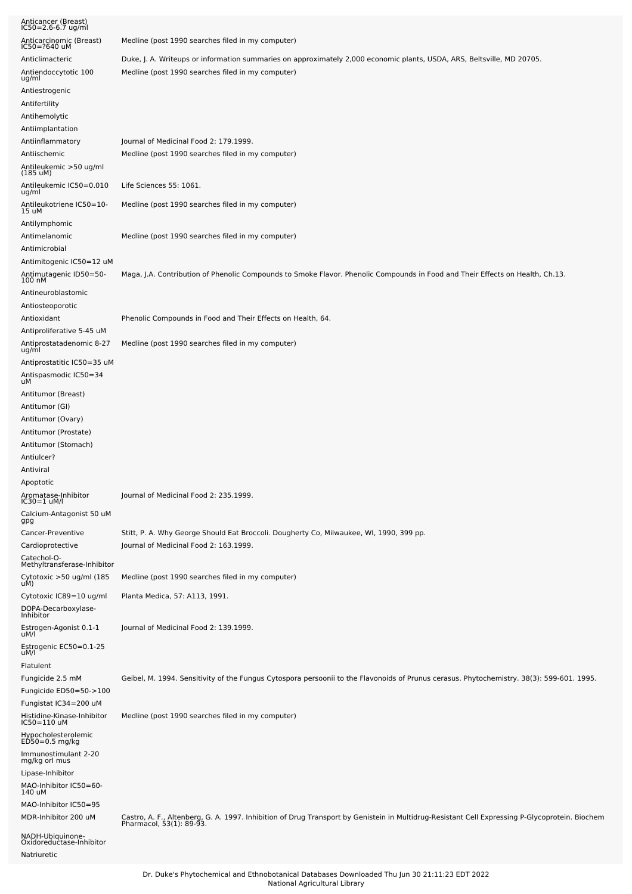| | |
|---|---|
| Anticancer (Breast) IC50=2.6-6.7 ug/ml | |
| Anticarcinomic (Breast) IC50=?640 uM | Medline (post 1990 searches filed in my computer) |
| Anticlimacteric | Duke, J. A. Writeups or information summaries on approximately 2,000 economic plants, USDA, ARS, Beltsville, MD 20705. |
| Antiendoccytotic 100 ug/ml | Medline (post 1990 searches filed in my computer) |
| Antiestrogenic | |
| Antifertility | |
| Antihemolytic | |
| Antiimplantation | |
| Antiinflammatory | Journal of Medicinal Food 2: 179.1999. |
| Antiischemic | Medline (post 1990 searches filed in my computer) |
| Antileukemic >50 ug/ml (185 uM) | |
| Antileukemic IC50=0.010 ug/ml | Life Sciences 55: 1061. |
| Antileukotriene IC50=10-15 uM | Medline (post 1990 searches filed in my computer) |
| Antilymphomic | |
| Antimelanomic | Medline (post 1990 searches filed in my computer) |
| Antimicrobial | |
| Antimitogenic IC50=12 uM | |
| Antimutagenic ID50=50-100 nM | Maga, J.A. Contribution of Phenolic Compounds to Smoke Flavor. Phenolic Compounds in Food and Their Effects on Health, Ch.13. |
| Antineuroblastomic | |
| Antiosteoporotic | |
| Antioxidant | Phenolic Compounds in Food and Their Effects on Health, 64. |
| Antiproliferative 5-45 uM | |
| Antiprostatadenomic 8-27 ug/ml | Medline (post 1990 searches filed in my computer) |
| Antiprostatitic IC50=35 uM | |
| Antispasmodic IC50=34 uM | |
| Antitumor (Breast) | |
| Antitumor (GI) | |
| Antitumor (Ovary) | |
| Antitumor (Prostate) | |
| Antitumor (Stomach) | |
| Antiulcer? | |
| Antiviral | |
| Apoptotic | |
| Aromatase-Inhibitor IC30=1 uM/l | Journal of Medicinal Food 2: 235.1999. |
| Calcium-Antagonist 50 uM gpg | |
| Cancer-Preventive | Stitt, P. A. Why George Should Eat Broccoli. Dougherty Co, Milwaukee, WI, 1990, 399 pp. |
| Cardioprotective | Journal of Medicinal Food 2: 163.1999. |
| Catechol-O-Methyltransferase-Inhibitor | |
| Cytotoxic >50 ug/ml (185 uM) | Medline (post 1990 searches filed in my computer) |
| Cytotoxic IC89=10 ug/ml | Planta Medica, 57: A113, 1991. |
| DOPA-Decarboxylase-Inhibitor | |
| Estrogen-Agonist 0.1-1 uM/l | Journal of Medicinal Food 2: 139.1999. |
| Estrogenic EC50=0.1-25 uM/l | |
| Flatulent | |
| Fungicide 2.5 mM | Geibel, M. 1994. Sensitivity of the Fungus Cytospora persoonii to the Flavonoids of Prunus cerasus. Phytochemistry. 38(3): 599-601. 1995. |
| Fungicide ED50=50->100 | |
| Fungistat IC34=200 uM | |
| Histidine-Kinase-Inhibitor IC50=110 uM | Medline (post 1990 searches filed in my computer) |
| Hypocholesterolemic ED50=0.5 mg/kg | |
| Immunostimulant 2-20 mg/kg orl mus | |
| Lipase-Inhibitor | |
| MAO-Inhibitor IC50=60-140 uM | |
| MAO-Inhibitor IC50=95 | |
| MDR-Inhibitor 200 uM | Castro, A. F., Altenberg, G. A. 1997. Inhibition of Drug Transport by Genistein in Multidrug-Resistant Cell Expressing P-Glycoprotein. Biochem Pharmacol, 53(1): 89-93. |
| NADH-Ubiquinone-Oxidoreductase-Inhibitor | |
| Natriuretic | |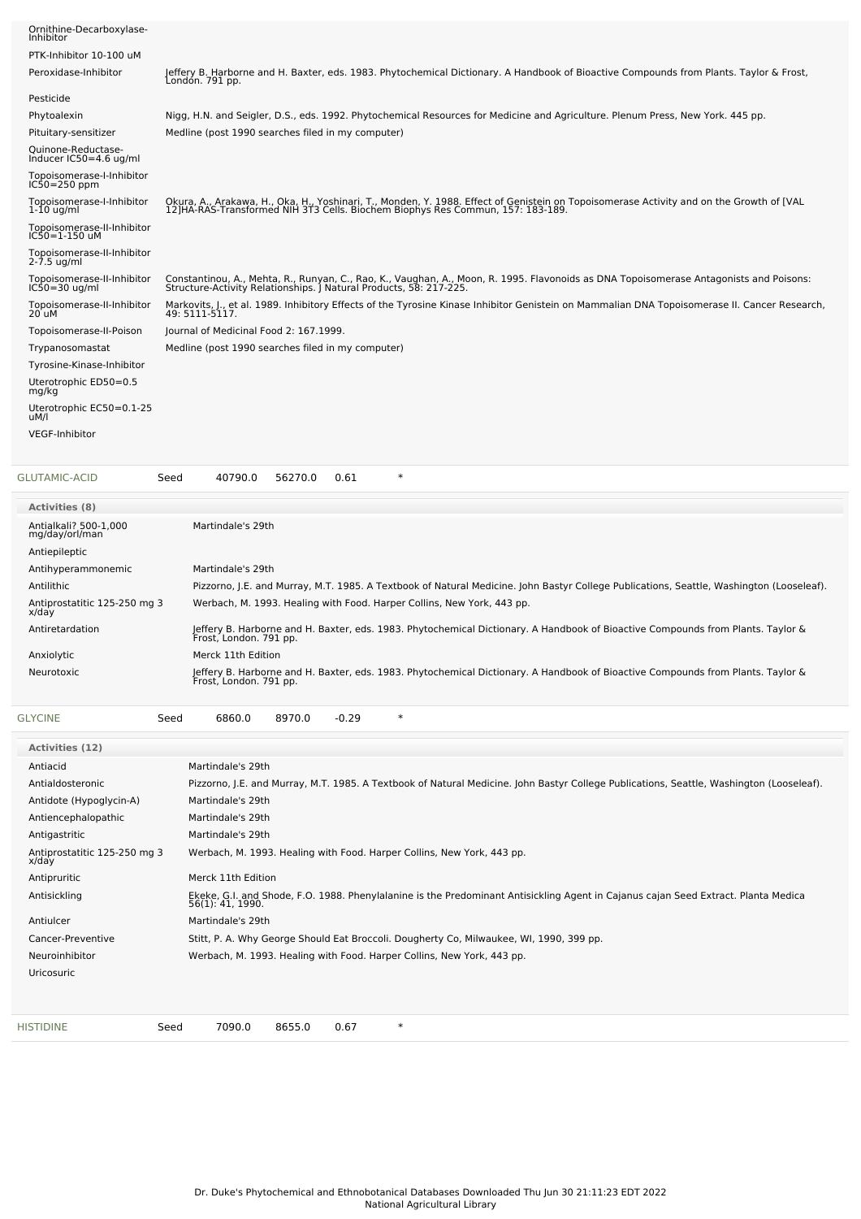| | |
|---|---|
| Ornithine-Decarboxylase-Inhibitor | |
| PTK-Inhibitor 10-100 uM | |
| Peroxidase-Inhibitor | Jeffery B. Harborne and H. Baxter, eds. 1983. Phytochemical Dictionary. A Handbook of Bioactive Compounds from Plants. Taylor & Frost, London. 791 pp. |
| Pesticide | |
| Phytoalexin | Nigg, H.N. and Seigler, D.S., eds. 1992. Phytochemical Resources for Medicine and Agriculture. Plenum Press, New York. 445 pp. |
| Pituitary-sensitizer | Medline (post 1990 searches filed in my computer) |
| Quinone-Reductase-Inducer IC50=4.6 ug/ml | |
| Topoisomerase-I-Inhibitor IC50=250 ppm | |
| Topoisomerase-I-Inhibitor 1-10 ug/ml | Okura, A., Arakawa, H., Oka, H., Yoshinari, T., Monden, Y. 1988. Effect of Genistein on Topoisomerase Activity and on the Growth of [VAL 12]HA-RAS-Transformed NIH 3T3 Cells. Biochem Biophys Res Commun, 157: 183-189. |
| Topoisomerase-II-Inhibitor IC50=1-150 uM | |
| Topoisomerase-II-Inhibitor 2-7.5 ug/ml | |
| Topoisomerase-II-Inhibitor IC50=30 ug/ml | Constantinou, A., Mehta, R., Runyan, C., Rao, K., Vaughan, A., Moon, R. 1995. Flavonoids as DNA Topoisomerase Antagonists and Poisons: Structure-Activity Relationships. J Natural Products, 58: 217-225. |
| Topoisomerase-II-Inhibitor 20 uM | Markovits, J., et al. 1989. Inhibitory Effects of the Tyrosine Kinase Inhibitor Genistein on Mammalian DNA Topoisomerase II. Cancer Research, 49: 5111-5117. |
| Topoisomerase-II-Poison | Journal of Medicinal Food 2: 167.1999. |
| Trypanosomastat | Medline (post 1990 searches filed in my computer) |
| Tyrosine-Kinase-Inhibitor | |
| Uterotrophic ED50=0.5 mg/kg | |
| Uterotrophic EC50=0.1-25 uM/l | |
| VEGF-Inhibitor | |

| | | | | | |
|---|---|---|---|---|---|
| GLUTAMIC-ACID | Seed | 40790.0 | 56270.0 | 0.61 | * |

**Activities (8)**

| | |
|---|---|
| Antialkali? 500-1,000 mg/day/orl/man | Martindale's 29th |
| Antiepileptic | |
| Antihyperammonemic | Martindale's 29th |
| Antilithic | Pizzorno, J.E. and Murray, M.T. 1985. A Textbook of Natural Medicine. John Bastyr College Publications, Seattle, Washington (Looseleaf). |
| Antiprostatitic 125-250 mg 3 x/day | Werbach, M. 1993. Healing with Food. Harper Collins, New York, 443 pp. |
| Antiretardation | Jeffery B. Harborne and H. Baxter, eds. 1983. Phytochemical Dictionary. A Handbook of Bioactive Compounds from Plants. Taylor & Frost, London. 791 pp. |
| Anxiolytic | Merck 11th Edition |
| Neurotoxic | Jeffery B. Harborne and H. Baxter, eds. 1983. Phytochemical Dictionary. A Handbook of Bioactive Compounds from Plants. Taylor & Frost, London. 791 pp. |

| | | | | | |
|---|---|---|---|---|---|
| GLYCINE | Seed | 6860.0 | 8970.0 | -0.29 | * |

**Activities (12)**

| | |
|---|---|
| Antiacid | Martindale's 29th |
| Antialdosteronic | Pizzorno, J.E. and Murray, M.T. 1985. A Textbook of Natural Medicine. John Bastyr College Publications, Seattle, Washington (Looseleaf). |
| Antidote (Hypoglycin-A) | Martindale's 29th |
| Antiencephalopathic | Martindale's 29th |
| Antigastritic | Martindale's 29th |
| Antiprostatitic 125-250 mg 3 x/day | Werbach, M. 1993. Healing with Food. Harper Collins, New York, 443 pp. |
| Antipruritic | Merck 11th Edition |
| Antisickling | Ekeke, G.I. and Shode, F.O. 1988. Phenylalanine is the Predominant Antisickling Agent in Cajanus cajan Seed Extract. Planta Medica 56(1): 41, 1990. |
| Antiulcer | Martindale's 29th |
| Cancer-Preventive | Stitt, P. A. Why George Should Eat Broccoli. Dougherty Co, Milwaukee, WI, 1990, 399 pp. |
| Neuroinhibitor | Werbach, M. 1993. Healing with Food. Harper Collins, New York, 443 pp. |
| Uricosuric | |

| | | | | | |
|---|---|---|---|---|---|
| HISTIDINE | Seed | 7090.0 | 8655.0 | 0.67 | * |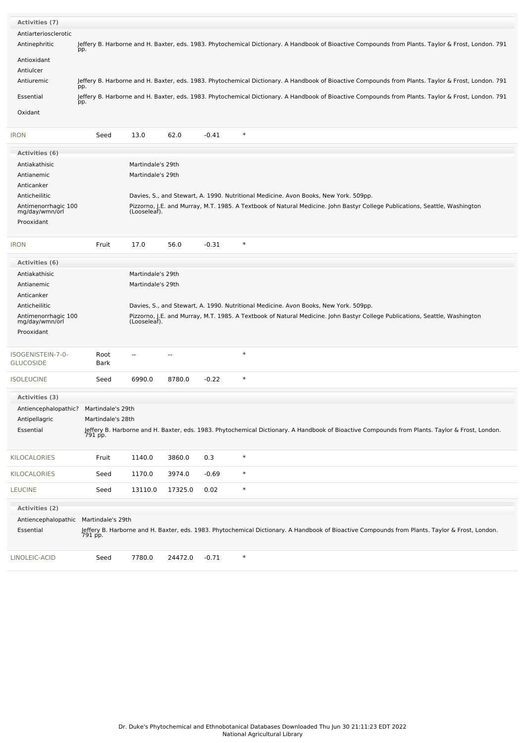**Activities (7)**

| | |
|---|---|
| Antiarteriosclerotic | |
| Antinephritic | Jeffery B. Harborne and H. Baxter, eds. 1983. Phytochemical Dictionary. A Handbook of Bioactive Compounds from Plants. Taylor & Frost, London. 791 pp. |
| Antioxidant | |
| Antiulcer | |
| Antiuremic | Jeffery B. Harborne and H. Baxter, eds. 1983. Phytochemical Dictionary. A Handbook of Bioactive Compounds from Plants. Taylor & Frost, London. 791 pp. |
| Essential | Jeffery B. Harborne and H. Baxter, eds. 1983. Phytochemical Dictionary. A Handbook of Bioactive Compounds from Plants. Taylor & Frost, London. 791 pp. |
| Oxidant | |

| | | | | | |
|---|---|---|---|---|---|
| IRON | Seed | 13.0 | 62.0 | -0.41 | * |

**Activities (6)**

| | |
|---|---|
| Antiakathisic | Martindale's 29th |
| Antianemic | Martindale's 29th |
| Anticanker | |
| Anticheilitic | Davies, S., and Stewart, A. 1990. Nutritional Medicine. Avon Books, New York. 509pp. |
| Antimenorrhagic 100 mg/day/wmn/orl | Pizzorno, J.E. and Murray, M.T. 1985. A Textbook of Natural Medicine. John Bastyr College Publications, Seattle, Washington (Looseleaf). |
| Prooxidant | |

| | | | | | |
|---|---|---|---|---|---|
| IRON | Fruit | 17.0 | 56.0 | -0.31 | * |

**Activities (6)**

| | |
|---|---|
| Antiakathisic | Martindale's 29th |
| Antianemic | Martindale's 29th |
| Anticanker | |
| Anticheilitic | Davies, S., and Stewart, A. 1990. Nutritional Medicine. Avon Books, New York. 509pp. |
| Antimenorrhagic 100 mg/day/wmn/orl | Pizzorno, J.E. and Murray, M.T. 1985. A Textbook of Natural Medicine. John Bastyr College Publications, Seattle, Washington (Looseleaf). |
| Prooxidant | |

| | | | | | |
|---|---|---|---|---|---|
| ISOGENISTEIN-7-0-GLUCOSIDE | Root Bark | -- | -- | | * |
| ISOLEUCINE | Seed | 6990.0 | 8780.0 | -0.22 | * |

**Activities (3)**

| | |
|---|---|
| Antiencephalopathic? | Martindale's 29th |
| Antipellagric | Martindale's 28th |
| Essential | Jeffery B. Harborne and H. Baxter, eds. 1983. Phytochemical Dictionary. A Handbook of Bioactive Compounds from Plants. Taylor & Frost, London. 791 pp. |

| | | | | | |
|---|---|---|---|---|---|
| KILOCALORIES | Fruit | 1140.0 | 3860.0 | 0.3 | * |
| KILOCALORIES | Seed | 1170.0 | 3974.0 | -0.69 | * |
| LEUCINE | Seed | 13110.0 | 17325.0 | 0.02 | * |

**Activities (2)**

| | |
|---|---|
| Antiencephalopathic | Martindale's 29th |
| Essential | Jeffery B. Harborne and H. Baxter, eds. 1983. Phytochemical Dictionary. A Handbook of Bioactive Compounds from Plants. Taylor & Frost, London. 791 pp. |

| | | | | | |
|---|---|---|---|---|---|
| LINOLEIC-ACID | Seed | 7780.0 | 24472.0 | -0.71 | * |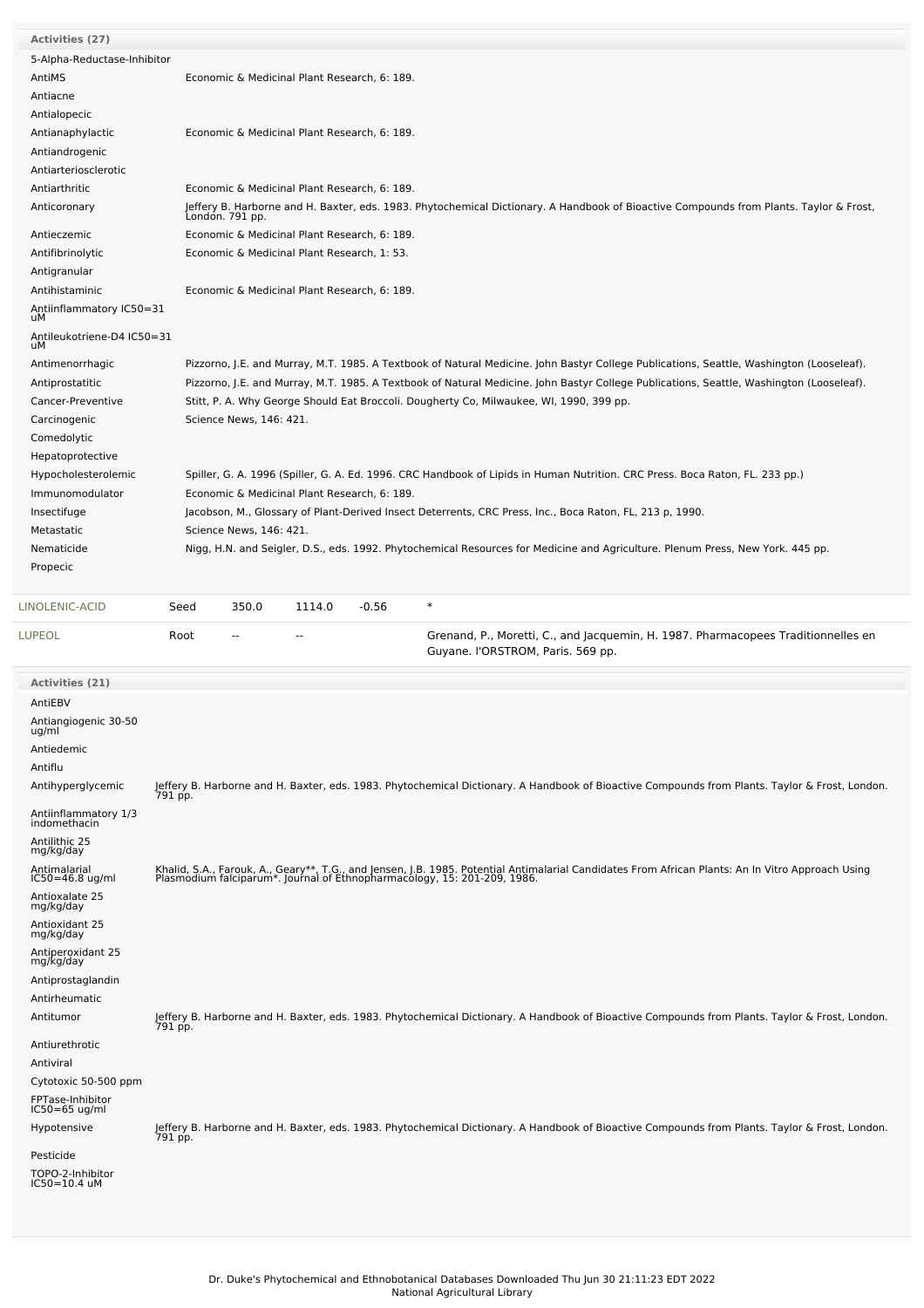**Activities (27)**

| | |
|---|---|
| 5-Alpha-Reductase-Inhibitor | |
| AntiMS | Economic & Medicinal Plant Research, 6: 189. |
| Antiacne | |
| Antialopecic | |
| Antianaphylactic | Economic & Medicinal Plant Research, 6: 189. |
| Antiandrogenic | |
| Antiarteriosclerotic | |
| Antiarthritic | Economic & Medicinal Plant Research, 6: 189. |
| Anticoronary | Jeffery B. Harborne and H. Baxter, eds. 1983. Phytochemical Dictionary. A Handbook of Bioactive Compounds from Plants. Taylor & Frost, London. 791 pp. |
| Antieczemic | Economic & Medicinal Plant Research, 6: 189. |
| Antifibrinolytic | Economic & Medicinal Plant Research, 1: 53. |
| Antigranular | |
| Antihistaminic | Economic & Medicinal Plant Research, 6: 189. |
| Antiinflammatory IC50=31 uM | |
| Antileukotriene-D4 IC50=31 uM | |
| Antimenorrhagic | Pizzorno, J.E. and Murray, M.T. 1985. A Textbook of Natural Medicine. John Bastyr College Publications, Seattle, Washington (Looseleaf). |
| Antiprostatitic | Pizzorno, J.E. and Murray, M.T. 1985. A Textbook of Natural Medicine. John Bastyr College Publications, Seattle, Washington (Looseleaf). |
| Cancer-Preventive | Stitt, P. A. Why George Should Eat Broccoli. Dougherty Co, Milwaukee, WI, 1990, 399 pp. |
| Carcinogenic | Science News, 146: 421. |
| Comedolytic | |
| Hepatoprotective | |
| Hypocholesterolemic | Spiller, G. A. 1996 (Spiller, G. A. Ed. 1996. CRC Handbook of Lipids in Human Nutrition. CRC Press. Boca Raton, FL. 233 pp.) |
| Immunomodulator | Economic & Medicinal Plant Research, 6: 189. |
| Insectifuge | Jacobson, M., Glossary of Plant-Derived Insect Deterrents, CRC Press, Inc., Boca Raton, FL, 213 p, 1990. |
| Metastatic | Science News, 146: 421. |
| Nematicide | Nigg, H.N. and Seigler, D.S., eds. 1992. Phytochemical Resources for Medicine and Agriculture. Plenum Press, New York. 445 pp. |
| Propecic | |

| | | | | | |
|---|---|---|---|---|---|
| LINOLENIC-ACID | Seed | 350.0 | 1114.0 | -0.56 | * |
| LUPEOL | Root | -- | -- | | Grenand, P., Moretti, C., and Jacquemin, H. 1987. Pharmacopees Traditionnelles en Guyane. l'ORSTROM, Paris. 569 pp. |

**Activities (21)**

| | |
|---|---|
| AntiEBV | |
| Antiangiogenic 30-50 ug/ml | |
| Antiedemic | |
| Antiflu | |
| Antihyperglycemic | Jeffery B. Harborne and H. Baxter, eds. 1983. Phytochemical Dictionary. A Handbook of Bioactive Compounds from Plants. Taylor & Frost, London. 791 pp. |
| Antiinflammatory 1/3 indomethacin | |
| Antilithic 25 mg/kg/day | |
| Antimalarial IC50=46.8 ug/ml | Khalid, S.A., Farouk, A., Geary**, T.G., and Jensen, J.B. 1985. Potential Antimalarial Candidates From African Plants: An In Vitro Approach Using Plasmodium falciparum*. Journal of Ethnopharmacology, 15: 201-209, 1986. |
| Antioxalate 25 mg/kg/day | |
| Antioxidant 25 mg/kg/day | |
| Antiperoxidant 25 mg/kg/day | |
| Antiprostaglandin | |
| Antirheumatic | |
| Antitumor | Jeffery B. Harborne and H. Baxter, eds. 1983. Phytochemical Dictionary. A Handbook of Bioactive Compounds from Plants. Taylor & Frost, London. 791 pp. |
| Antiurethrotic | |
| Antiviral | |
| Cytotoxic 50-500 ppm | |
| FPTase-Inhibitor IC50=65 ug/ml | |
| Hypotensive | Jeffery B. Harborne and H. Baxter, eds. 1983. Phytochemical Dictionary. A Handbook of Bioactive Compounds from Plants. Taylor & Frost, London. 791 pp. |
| Pesticide | |
| TOPO-2-Inhibitor IC50=10.4 uM | |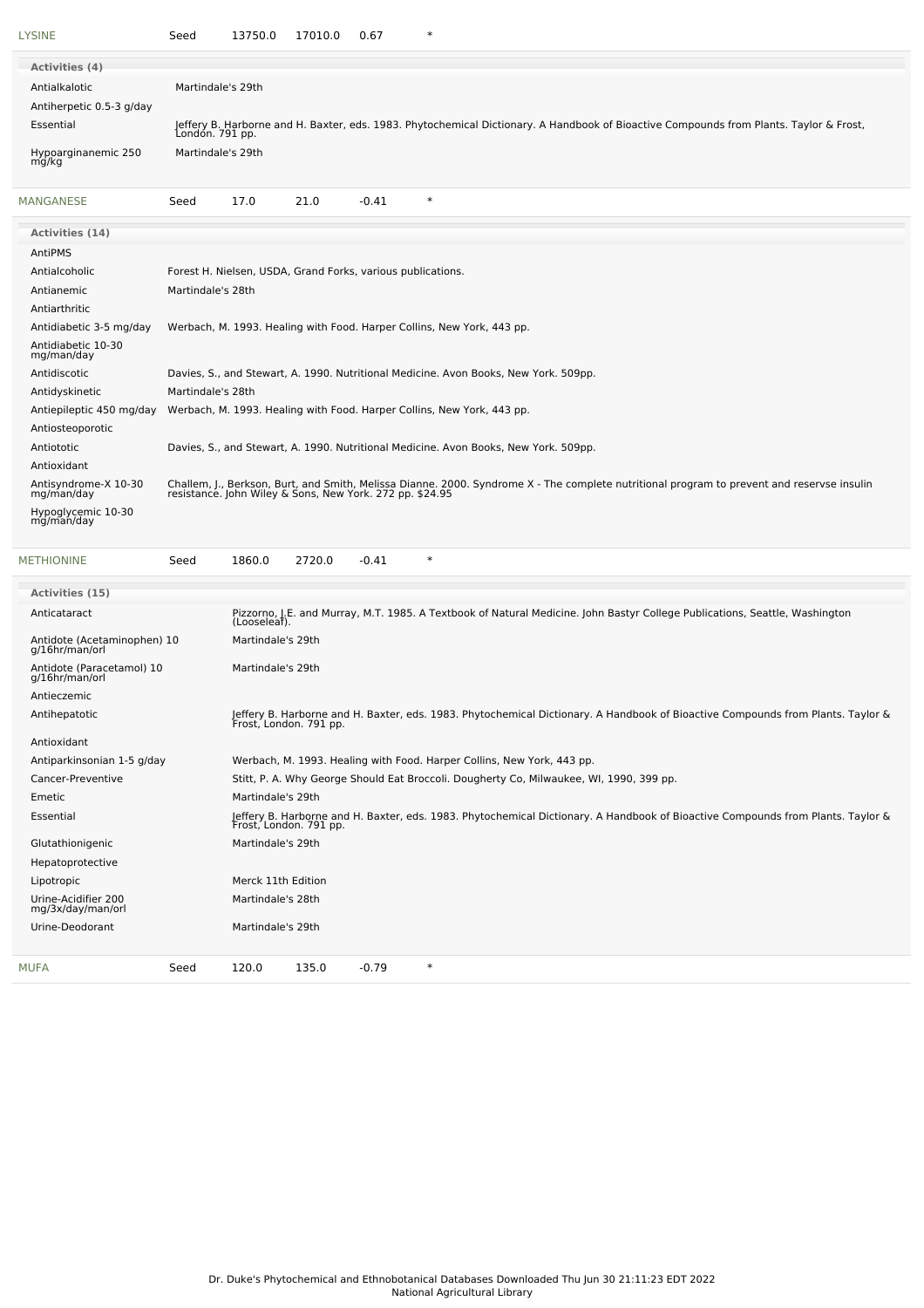| | | | | | |
|---|---|---|---|---|---|
| LYSINE | Seed | 13750.0 | 17010.0 | 0.67 | * |

**Activities (4)**

| | |
|---|---|
| Antialkalotic | Martindale's 29th |
| Antiherpetic 0.5-3 g/day | |
| Essential | Jeffery B. Harborne and H. Baxter, eds. 1983. Phytochemical Dictionary. A Handbook of Bioactive Compounds from Plants. Taylor & Frost, London. 791 pp. |
| Hypoarginanemic 250 mg/kg | Martindale's 29th |

| | | | | | |
|---|---|---|---|---|---|
| MANGANESE | Seed | 17.0 | 21.0 | -0.41 | * |

**Activities (14)**

| | |
|---|---|
| AntiPMS | |
| Antialcoholic | Forest H. Nielsen, USDA, Grand Forks, various publications. |
| Antianemic | Martindale's 28th |
| Antiarthritic | |
| Antidiabetic 3-5 mg/day | Werbach, M. 1993. Healing with Food. Harper Collins, New York, 443 pp. |
| Antidiabetic 10-30 mg/man/day | |
| Antidiscotic | Davies, S., and Stewart, A. 1990. Nutritional Medicine. Avon Books, New York. 509pp. |
| Antidyskinetic | Martindale's 28th |
| Antiepileptic 450 mg/day | Werbach, M. 1993. Healing with Food. Harper Collins, New York, 443 pp. |
| Antiosteoporotic | |
| Antiototic | Davies, S., and Stewart, A. 1990. Nutritional Medicine. Avon Books, New York. 509pp. |
| Antioxidant | |
| Antisyndrome-X 10-30 mg/man/day | Challem, J., Berkson, Burt, and Smith, Melissa Dianne. 2000. Syndrome X - The complete nutritional program to prevent and reservse insulin resistance. John Wiley & Sons, New York. 272 pp. $24.95 |
| Hypoglycemic 10-30 mg/man/day | |

| | | | | | |
|---|---|---|---|---|---|
| METHIONINE | Seed | 1860.0 | 2720.0 | -0.41 | * |

**Activities (15)**

| | |
|---|---|
| Anticataract | Pizzorno, J.E. and Murray, M.T. 1985. A Textbook of Natural Medicine. John Bastyr College Publications, Seattle, Washington (Looseleaf). |
| Antidote (Acetaminophen) 10 g/16hr/man/orl | Martindale's 29th |
| Antidote (Paracetamol) 10 g/16hr/man/orl | Martindale's 29th |
| Antieczemic | |
| Antihepatotic | Jeffery B. Harborne and H. Baxter, eds. 1983. Phytochemical Dictionary. A Handbook of Bioactive Compounds from Plants. Taylor & Frost, London. 791 pp. |
| Antioxidant | |
| Antiparkinsonian 1-5 g/day | Werbach, M. 1993. Healing with Food. Harper Collins, New York, 443 pp. |
| Cancer-Preventive | Stitt, P. A. Why George Should Eat Broccoli. Dougherty Co, Milwaukee, WI, 1990, 399 pp. |
| Emetic | Martindale's 29th |
| Essential | Jeffery B. Harborne and H. Baxter, eds. 1983. Phytochemical Dictionary. A Handbook of Bioactive Compounds from Plants. Taylor & Frost, London. 791 pp. |
| Glutathionigenic | Martindale's 29th |
| Hepatoprotective | |
| Lipotropic | Merck 11th Edition |
| Urine-Acidifier 200 mg/3x/day/man/orl | Martindale's 28th |
| Urine-Deodorant | Martindale's 29th |

| | | | | | |
|---|---|---|---|---|---|
| MUFA | Seed | 120.0 | 135.0 | -0.79 | * |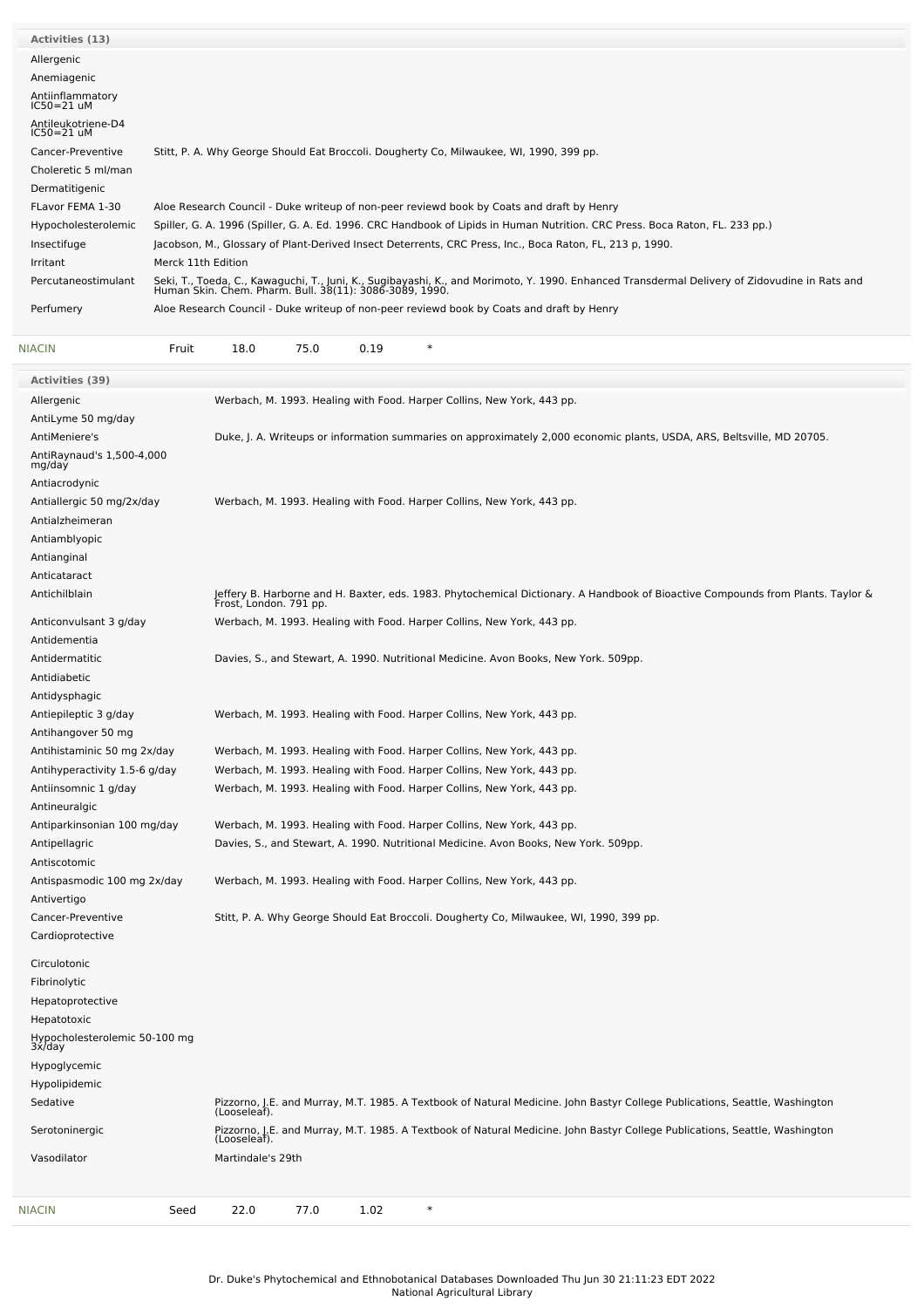| Activities (13) | |
|---|---|
| Allergenic | |
| Anemiagenic | |
| Antiinflammatory IC50=21 uM | |
| Antileukotriene-D4 IC50=21 uM | |
| Cancer-Preventive | Stitt, P. A. Why George Should Eat Broccoli. Dougherty Co, Milwaukee, WI, 1990, 399 pp. |
| Choleretic 5 ml/man | |
| Dermatitigenic | |
| FLavor FEMA 1-30 | Aloe Research Council - Duke writeup of non-peer reviewd book by Coats and draft by Henry |
| Hypocholesterolemic | Spiller, G. A. 1996 (Spiller, G. A. Ed. 1996. CRC Handbook of Lipids in Human Nutrition. CRC Press. Boca Raton, FL. 233 pp.) |
| Insectifuge | Jacobson, M., Glossary of Plant-Derived Insect Deterrents, CRC Press, Inc., Boca Raton, FL, 213 p, 1990. |
| Irritant | Merck 11th Edition |
| Percutaneostimulant | Seki, T., Toeda, C., Kawaguchi, T., Juni, K., Sugibayashi, K., and Morimoto, Y. 1990. Enhanced Transdermal Delivery of Zidovudine in Rats and Human Skin. Chem. Pharm. Bull. 38(11): 3086-3089, 1990. |
| Perfumery | Aloe Research Council - Duke writeup of non-peer reviewd book by Coats and draft by Henry |

| | | | | | |
|---|---|---|---|---|---|
| NIACIN | Fruit | 18.0 | 75.0 | 0.19 | * |

| Activities (39) | |
|---|---|
| Allergenic | Werbach, M. 1993. Healing with Food. Harper Collins, New York, 443 pp. |
| AntiLyme 50 mg/day | |
| AntiMeniere's | Duke, J. A. Writeups or information summaries on approximately 2,000 economic plants, USDA, ARS, Beltsville, MD 20705. |
| AntiRaynaud's 1,500-4,000 mg/day | |
| Antiacrodynic | |
| Antiallergic 50 mg/2x/day | Werbach, M. 1993. Healing with Food. Harper Collins, New York, 443 pp. |
| Antialzheimeran | |
| Antiamblyopic | |
| Antianginal | |
| Anticataract | |
| Antichilblain | Jeffery B. Harborne and H. Baxter, eds. 1983. Phytochemical Dictionary. A Handbook of Bioactive Compounds from Plants. Taylor & Frost, London. 791 pp. |
| Anticonvulsant 3 g/day | Werbach, M. 1993. Healing with Food. Harper Collins, New York, 443 pp. |
| Antidementia | |
| Antidermatitic | Davies, S., and Stewart, A. 1990. Nutritional Medicine. Avon Books, New York. 509pp. |
| Antidiabetic | |
| Antidysphagic | |
| Antiepileptic 3 g/day | Werbach, M. 1993. Healing with Food. Harper Collins, New York, 443 pp. |
| Antihangover 50 mg | |
| Antihistaminic 50 mg 2x/day | Werbach, M. 1993. Healing with Food. Harper Collins, New York, 443 pp. |
| Antihyperactivity 1.5-6 g/day | Werbach, M. 1993. Healing with Food. Harper Collins, New York, 443 pp. |
| Antiinsomnic 1 g/day | Werbach, M. 1993. Healing with Food. Harper Collins, New York, 443 pp. |
| Antineuralgic | |
| Antiparkinsonian 100 mg/day | Werbach, M. 1993. Healing with Food. Harper Collins, New York, 443 pp. |
| Antipellagric | Davies, S., and Stewart, A. 1990. Nutritional Medicine. Avon Books, New York. 509pp. |
| Antiscotomic | |
| Antispasmodic 100 mg 2x/day | Werbach, M. 1993. Healing with Food. Harper Collins, New York, 443 pp. |
| Antivertigo | |
| Cancer-Preventive | Stitt, P. A. Why George Should Eat Broccoli. Dougherty Co, Milwaukee, WI, 1990, 399 pp. |
| Cardioprotective | |
| Circulotonic | |
| Fibrinolytic | |
| Hepatoprotective | |
| Hepatotoxic | |
| Hypocholesterolemic 50-100 mg 3x/day | |
| Hypoglycemic | |
| Hypolipidemic | |
| Sedative | Pizzorno, J.E. and Murray, M.T. 1985. A Textbook of Natural Medicine. John Bastyr College Publications, Seattle, Washington (Looseleaf). |
| Serotoninergic | Pizzorno, J.E. and Murray, M.T. 1985. A Textbook of Natural Medicine. John Bastyr College Publications, Seattle, Washington (Looseleaf). |
| Vasodilator | Martindale's 29th |

| | | | | | |
|---|---|---|---|---|---|
| NIACIN | Seed | 22.0 | 77.0 | 1.02 | * |

Dr. Duke's Phytochemical and Ethnobotanical Databases Downloaded Thu Jun 30 21:11:23 EDT 2022
National Agricultural Library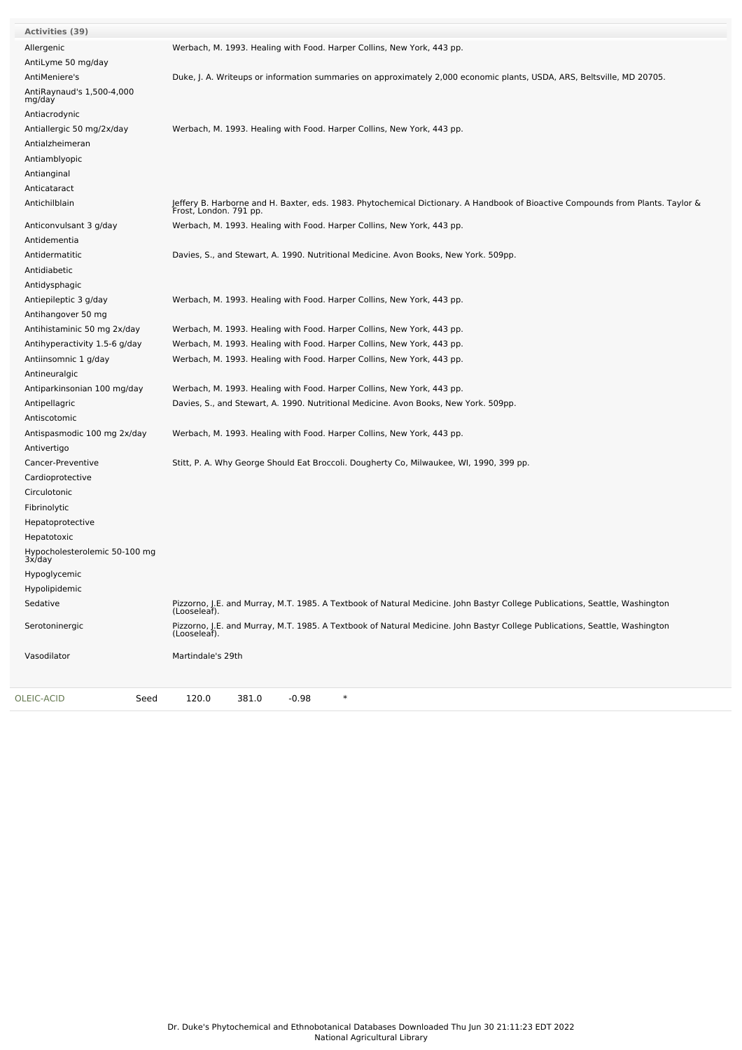| Activities (39) | |
|---|---|
| Allergenic | Werbach, M. 1993. Healing with Food. Harper Collins, New York, 443 pp. |
| AntiLyme 50 mg/day | |
| AntiMeniere's | Duke, J. A. Writeups or information summaries on approximately 2,000 economic plants, USDA, ARS, Beltsville, MD 20705. |
| AntiRaynaud's 1,500-4,000 mg/day | |
| Antiacrodynic | |
| Antiallergic 50 mg/2x/day | Werbach, M. 1993. Healing with Food. Harper Collins, New York, 443 pp. |
| Antialzheimeran | |
| Antiamblyopic | |
| Antianginal | |
| Anticataract | |
| Antichilblain | Jeffery B. Harborne and H. Baxter, eds. 1983. Phytochemical Dictionary. A Handbook of Bioactive Compounds from Plants. Taylor & Frost, London. 791 pp. |
| Anticonvulsant 3 g/day | Werbach, M. 1993. Healing with Food. Harper Collins, New York, 443 pp. |
| Antidementia | |
| Antidermatitic | Davies, S., and Stewart, A. 1990. Nutritional Medicine. Avon Books, New York. 509pp. |
| Antidiabetic | |
| Antidysphagic | |
| Antiepileptic 3 g/day | Werbach, M. 1993. Healing with Food. Harper Collins, New York, 443 pp. |
| Antihangover 50 mg | |
| Antihistaminic 50 mg 2x/day | Werbach, M. 1993. Healing with Food. Harper Collins, New York, 443 pp. |
| Antihyperactivity 1.5-6 g/day | Werbach, M. 1993. Healing with Food. Harper Collins, New York, 443 pp. |
| Antiinsomnic 1 g/day | Werbach, M. 1993. Healing with Food. Harper Collins, New York, 443 pp. |
| Antineuralgic | |
| Antiparkinsonian 100 mg/day | Werbach, M. 1993. Healing with Food. Harper Collins, New York, 443 pp. |
| Antipellagric | Davies, S., and Stewart, A. 1990. Nutritional Medicine. Avon Books, New York. 509pp. |
| Antiscotomic | |
| Antispasmodic 100 mg 2x/day | Werbach, M. 1993. Healing with Food. Harper Collins, New York, 443 pp. |
| Antivertigo | |
| Cancer-Preventive | Stitt, P. A. Why George Should Eat Broccoli. Dougherty Co, Milwaukee, WI, 1990, 399 pp. |
| Cardioprotective | |
| Circulotonic | |
| Fibrinolytic | |
| Hepatoprotective | |
| Hepatotoxic | |
| Hypocholesterolemic 50-100 mg 3x/day | |
| Hypoglycemic | |
| Hypolipidemic | |
| Sedative | Pizzorno, J.E. and Murray, M.T. 1985. A Textbook of Natural Medicine. John Bastyr College Publications, Seattle, Washington (Looseleaf). |
| Serotoninergic | Pizzorno, J.E. and Murray, M.T. 1985. A Textbook of Natural Medicine. John Bastyr College Publications, Seattle, Washington (Looseleaf). |
| Vasodilator | Martindale's 29th |

| | | | | | |
|---|---|---|---|---|---|
| OLEIC-ACID | Seed | 120.0 | 381.0 | -0.98 | * |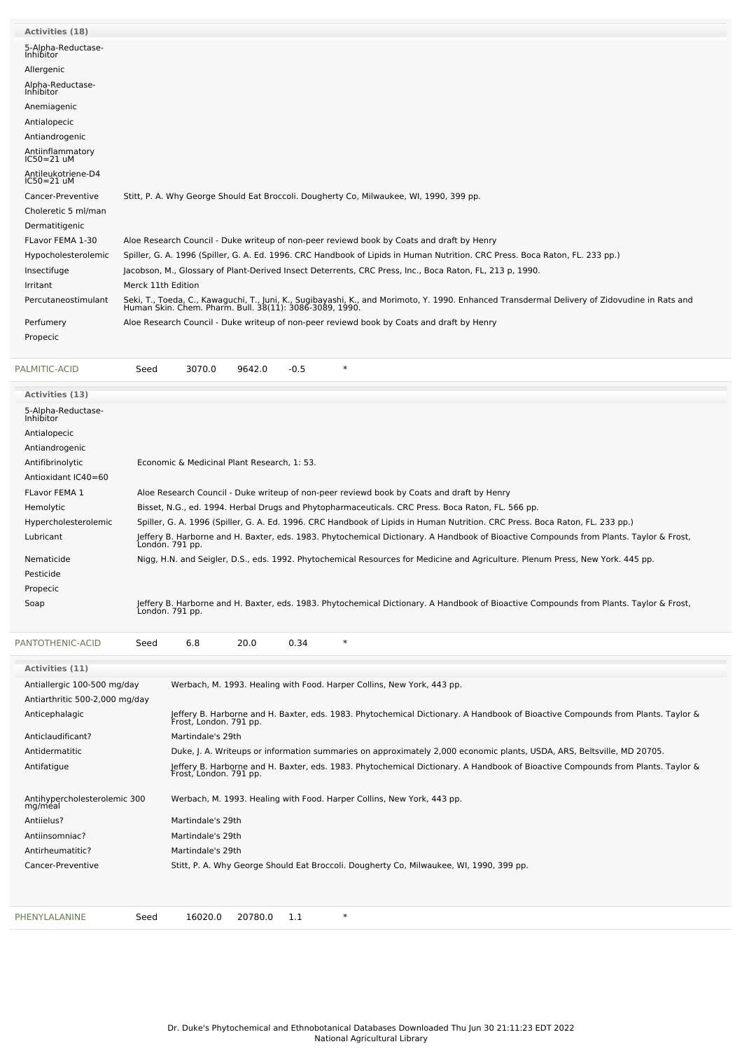| Activities (18) | |
|---|---|
| 5-Alpha-Reductase-Inhibitor | |
| Allergenic | |
| Alpha-Reductase-Inhibitor | |
| Anemiagenic | |
| Antialopecic | |
| Antiandrogenic | |
| Antiinflammatory IC50=21 uM | |
| Antileukotriene-D4 IC50=21 uM | |
| Cancer-Preventive | Stitt, P. A. Why George Should Eat Broccoli. Dougherty Co, Milwaukee, WI, 1990, 399 pp. |
| Choleretic 5 ml/man | |
| Dermatitigenic | |
| FLavor FEMA 1-30 | Aloe Research Council - Duke writeup of non-peer reviewd book by Coats and draft by Henry |
| Hypocholesterolemic | Spiller, G. A. 1996 (Spiller, G. A. Ed. 1996. CRC Handbook of Lipids in Human Nutrition. CRC Press. Boca Raton, FL. 233 pp.) |
| Insectifuge | Jacobson, M., Glossary of Plant-Derived Insect Deterrents, CRC Press, Inc., Boca Raton, FL, 213 p, 1990. |
| Irritant | Merck 11th Edition |
| Percutaneostimulant | Seki, T., Toeda, C., Kawaguchi, T., Juni, K., Sugibayashi, K., and Morimoto, Y. 1990. Enhanced Transdermal Delivery of Zidovudine in Rats and Human Skin. Chem. Pharm. Bull. 38(11): 3086-3089, 1990. |
| Perfumery | Aloe Research Council - Duke writeup of non-peer reviewd book by Coats and draft by Henry |
| Propecic | |

| PALMITIC-ACID | Seed | 3070.0 | 9642.0 | -0.5 | * |
|---|---|---|---|---|---|

| Activities (13) | |
|---|---|
| 5-Alpha-Reductase-Inhibitor | |
| Antialopecic | |
| Antiandrogenic | |
| Antifibrinolytic | Economic & Medicinal Plant Research, 1: 53. |
| Antioxidant IC40=60 | |
| FLavor FEMA 1 | Aloe Research Council - Duke writeup of non-peer reviewd book by Coats and draft by Henry |
| Hemolytic | Bisset, N.G., ed. 1994. Herbal Drugs and Phytopharmaceuticals. CRC Press. Boca Raton, FL. 566 pp. |
| Hypercholesterolemic | Spiller, G. A. 1996 (Spiller, G. A. Ed. 1996. CRC Handbook of Lipids in Human Nutrition. CRC Press. Boca Raton, FL. 233 pp.) |
| Lubricant | Jeffery B. Harborne and H. Baxter, eds. 1983. Phytochemical Dictionary. A Handbook of Bioactive Compounds from Plants. Taylor & Frost, London. 791 pp. |
| Nematicide | Nigg, H.N. and Seigler, D.S., eds. 1992. Phytochemical Resources for Medicine and Agriculture. Plenum Press, New York. 445 pp. |
| Pesticide | |
| Propecic | |
| Soap | Jeffery B. Harborne and H. Baxter, eds. 1983. Phytochemical Dictionary. A Handbook of Bioactive Compounds from Plants. Taylor & Frost, London. 791 pp. |

| PANTOTHENIC-ACID | Seed | 6.8 | 20.0 | 0.34 | * |
|---|---|---|---|---|---|

| Activities (11) | |
|---|---|
| Antiallergic 100-500 mg/day | Werbach, M. 1993. Healing with Food. Harper Collins, New York, 443 pp. |
| Antiarthritic 500-2,000 mg/day | |
| Anticephalagic | Jeffery B. Harborne and H. Baxter, eds. 1983. Phytochemical Dictionary. A Handbook of Bioactive Compounds from Plants. Taylor & Frost, London. 791 pp. |
| Anticlaudificant? | Martindale's 29th |
| Antidermatitic | Duke, J. A. Writeups or information summaries on approximately 2,000 economic plants, USDA, ARS, Beltsville, MD 20705. |
| Antifatigue | Jeffery B. Harborne and H. Baxter, eds. 1983. Phytochemical Dictionary. A Handbook of Bioactive Compounds from Plants. Taylor & Frost, London. 791 pp. |
| Antihypercholesterolemic 300 mg/meal | Werbach, M. 1993. Healing with Food. Harper Collins, New York, 443 pp. |
| Antiielus? | Martindale's 29th |
| Antiinsomniac? | Martindale's 29th |
| Antirheumatitic? | Martindale's 29th |
| Cancer-Preventive | Stitt, P. A. Why George Should Eat Broccoli. Dougherty Co, Milwaukee, WI, 1990, 399 pp. |

| PHENYLALANINE | Seed | 16020.0 | 20780.0 | 1.1 | * |
|---|---|---|---|---|---|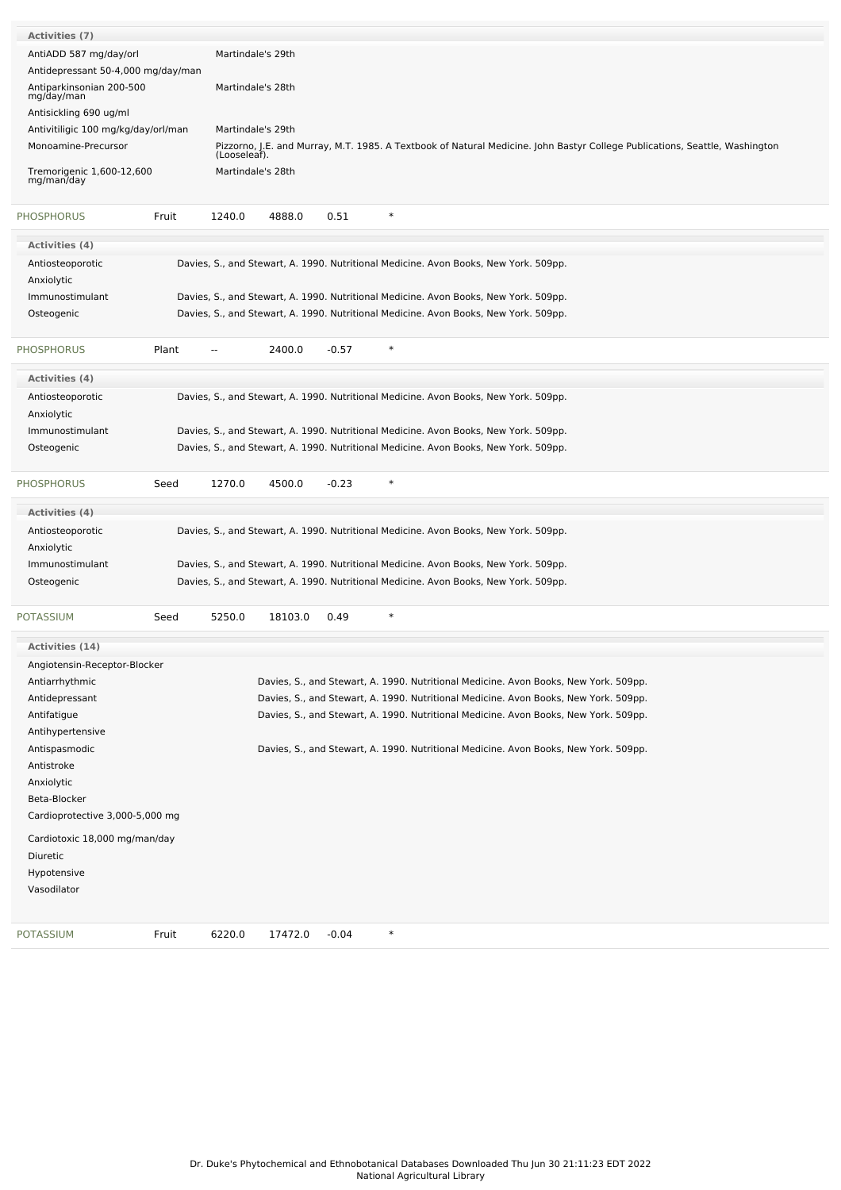| | |
|---|---|
| **Activities (7)** | |
| AntiADD 587 mg/day/orl | Martindale's 29th |
| Antidepressant 50-4,000 mg/day/man | |
| Antiparkinsonian 200-500 mg/day/man | Martindale's 28th |
| Antisickling 690 ug/ml | |
| Antivitiligic 100 mg/kg/day/orl/man | Martindale's 29th |
| Monoamine-Precursor | Pizzorno, J.E. and Murray, M.T. 1985. A Textbook of Natural Medicine. John Bastyr College Publications, Seattle, Washington (Looseleaf). |
| Tremorigenic 1,600-12,600 mg/man/day | Martindale's 28th |

| | | | | | |
|---|---|---|---|---|---|
| PHOSPHORUS | Fruit | 1240.0 | 4888.0 | 0.51 | * |

| | |
|---|---|
| **Activities (4)** | |
| Antiosteoporotic | Davies, S., and Stewart, A. 1990. Nutritional Medicine. Avon Books, New York. 509pp. |
| Anxiolytic | |
| Immunostimulant | Davies, S., and Stewart, A. 1990. Nutritional Medicine. Avon Books, New York. 509pp. |
| Osteogenic | Davies, S., and Stewart, A. 1990. Nutritional Medicine. Avon Books, New York. 509pp. |

| | | | | | |
|---|---|---|---|---|---|
| PHOSPHORUS | Plant | -- | 2400.0 | -0.57 | * |

| | |
|---|---|
| **Activities (4)** | |
| Antiosteoporotic | Davies, S., and Stewart, A. 1990. Nutritional Medicine. Avon Books, New York. 509pp. |
| Anxiolytic | |
| Immunostimulant | Davies, S., and Stewart, A. 1990. Nutritional Medicine. Avon Books, New York. 509pp. |
| Osteogenic | Davies, S., and Stewart, A. 1990. Nutritional Medicine. Avon Books, New York. 509pp. |

| | | | | | |
|---|---|---|---|---|---|
| PHOSPHORUS | Seed | 1270.0 | 4500.0 | -0.23 | * |

| | |
|---|---|
| **Activities (4)** | |
| Antiosteoporotic | Davies, S., and Stewart, A. 1990. Nutritional Medicine. Avon Books, New York. 509pp. |
| Anxiolytic | |
| Immunostimulant | Davies, S., and Stewart, A. 1990. Nutritional Medicine. Avon Books, New York. 509pp. |
| Osteogenic | Davies, S., and Stewart, A. 1990. Nutritional Medicine. Avon Books, New York. 509pp. |

| | | | | | |
|---|---|---|---|---|---|
| POTASSIUM | Seed | 5250.0 | 18103.0 | 0.49 | * |

| | |
|---|---|
| **Activities (14)** | |
| Angiotensin-Receptor-Blocker | |
| Antiarrhythmic | Davies, S., and Stewart, A. 1990. Nutritional Medicine. Avon Books, New York. 509pp. |
| Antidepressant | Davies, S., and Stewart, A. 1990. Nutritional Medicine. Avon Books, New York. 509pp. |
| Antifatigue | Davies, S., and Stewart, A. 1990. Nutritional Medicine. Avon Books, New York. 509pp. |
| Antihypertensive | |
| Antispasmodic | Davies, S., and Stewart, A. 1990. Nutritional Medicine. Avon Books, New York. 509pp. |
| Antistroke | |
| Anxiolytic | |
| Beta-Blocker | |
| Cardioprotective 3,000-5,000 mg | |
| Cardiotoxic 18,000 mg/man/day | |
| Diuretic | |
| Hypotensive | |
| Vasodilator | |

| | | | | | |
|---|---|---|---|---|---|
| POTASSIUM | Fruit | 6220.0 | 17472.0 | -0.04 | * |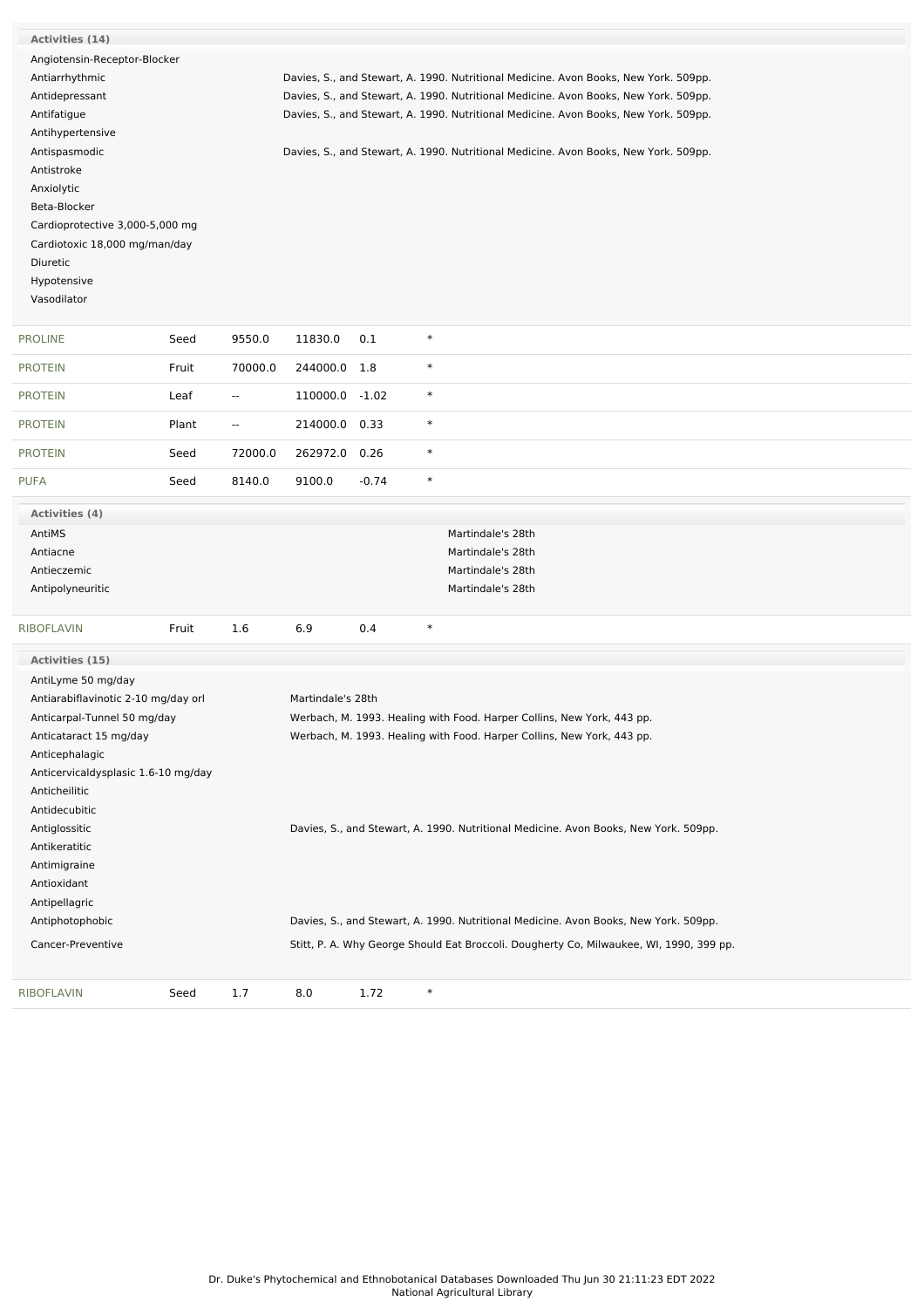| | |
|---|---|
| **Activities (14)** | |
| Angiotensin-Receptor-Blocker | |
| Antiarrhythmic | Davies, S., and Stewart, A. 1990. Nutritional Medicine. Avon Books, New York. 509pp. |
| Antidepressant | Davies, S., and Stewart, A. 1990. Nutritional Medicine. Avon Books, New York. 509pp. |
| Antifatigue | Davies, S., and Stewart, A. 1990. Nutritional Medicine. Avon Books, New York. 509pp. |
| Antihypertensive | |
| Antispasmodic | Davies, S., and Stewart, A. 1990. Nutritional Medicine. Avon Books, New York. 509pp. |
| Antistroke | |
| Anxiolytic | |
| Beta-Blocker | |
| Cardioprotective 3,000-5,000 mg | |
| Cardiotoxic 18,000 mg/man/day | |
| Diuretic | |
| Hypotensive | |
| Vasodilator | |

| | | | | | |
|---|---|---|---|---|---|
| PROLINE | Seed | 9550.0 | 11830.0 | 0.1 | * |
| PROTEIN | Fruit | 70000.0 | 244000.0 | 1.8 | * |
| PROTEIN | Leaf | -- | 110000.0 | -1.02 | * |
| PROTEIN | Plant | -- | 214000.0 | 0.33 | * |
| PROTEIN | Seed | 72000.0 | 262972.0 | 0.26 | * |
| PUFA | Seed | 8140.0 | 9100.0 | -0.74 | * |

| | |
|---|---|
| **Activities (4)** | |
| AntiMS | Martindale's 28th |
| Antiacne | Martindale's 28th |
| Antieczemic | Martindale's 28th |
| Antipolyneuritic | Martindale's 28th |

| | | | | | |
|---|---|---|---|---|---|
| RIBOFLAVIN | Fruit | 1.6 | 6.9 | 0.4 | * |

| | |
|---|---|
| **Activities (15)** | |
| AntiLyme 50 mg/day | |
| Antiarabiflavinotic 2-10 mg/day orl | Martindale's 28th |
| Anticarpal-Tunnel 50 mg/day | Werbach, M. 1993. Healing with Food. Harper Collins, New York, 443 pp. |
| Anticataract 15 mg/day | Werbach, M. 1993. Healing with Food. Harper Collins, New York, 443 pp. |
| Anticephalagic | |
| Anticervicaldysplasic 1.6-10 mg/day | |
| Anticheilitic | |
| Antidecubitic | |
| Antiglossitic | Davies, S., and Stewart, A. 1990. Nutritional Medicine. Avon Books, New York. 509pp. |
| Antikeratitic | |
| Antimigraine | |
| Antioxidant | |
| Antipellagric | |
| Antiphotophobic | Davies, S., and Stewart, A. 1990. Nutritional Medicine. Avon Books, New York. 509pp. |
| Cancer-Preventive | Stitt, P. A. Why George Should Eat Broccoli. Dougherty Co, Milwaukee, WI, 1990, 399 pp. |

| | | | | | |
|---|---|---|---|---|---|
| RIBOFLAVIN | Seed | 1.7 | 8.0 | 1.72 | * |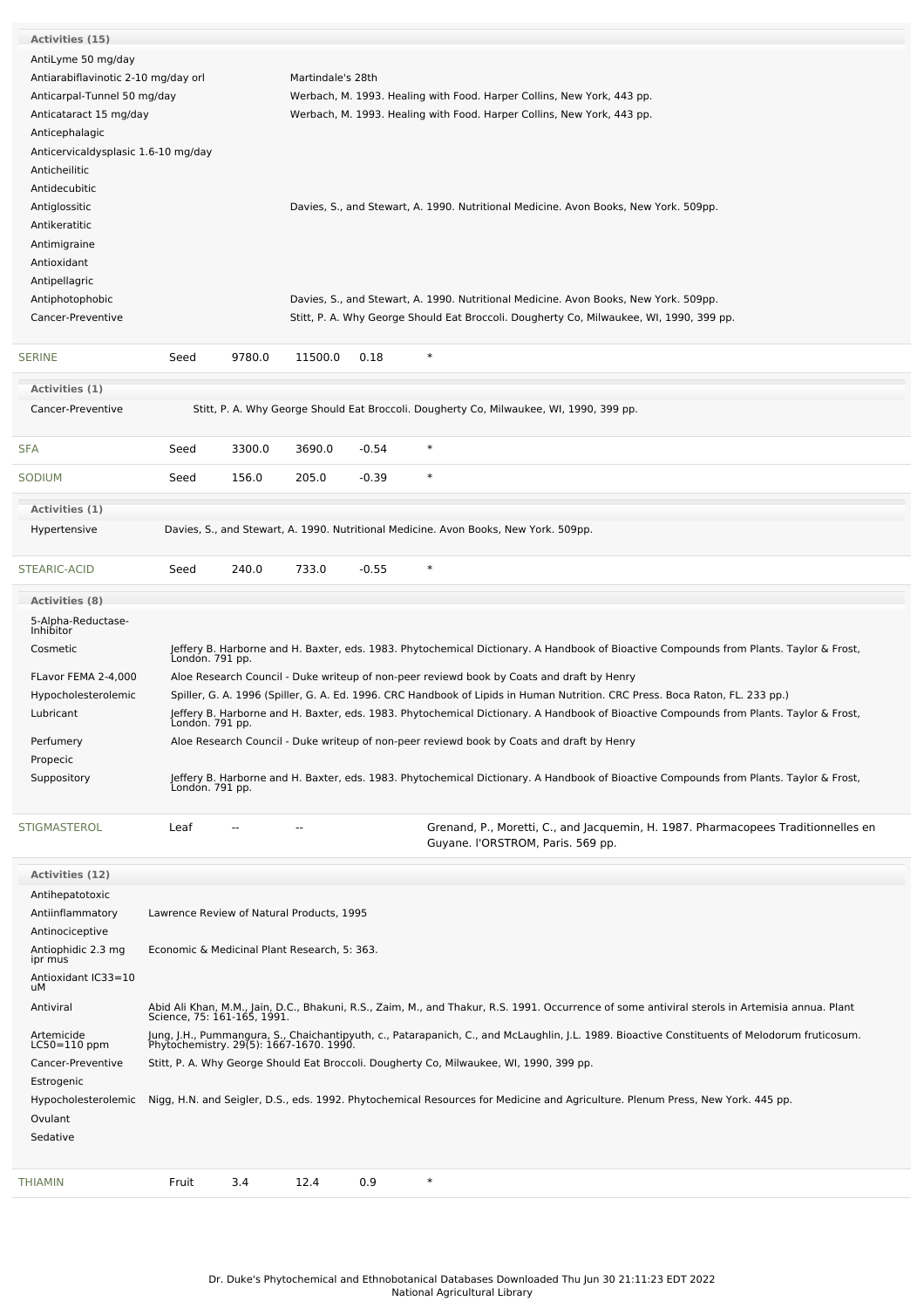**Activities (15)**

| Activity | Reference |
|---|---|
| AntiLyme 50 mg/day | |
| Antiarabiflavinotic 2-10 mg/day orl | Martindale's 28th |
| Anticarpal-Tunnel 50 mg/day | Werbach, M. 1993. Healing with Food. Harper Collins, New York, 443 pp. |
| Anticataract 15 mg/day | Werbach, M. 1993. Healing with Food. Harper Collins, New York, 443 pp. |
| Anticephalagic | |
| Anticervicaldysplasic 1.6-10 mg/day | |
| Anticheilitic | |
| Antidecubitic | |
| Antiglossitic | Davies, S., and Stewart, A. 1990. Nutritional Medicine. Avon Books, New York. 509pp. |
| Antikeratitic | |
| Antimigraine | |
| Antioxidant | |
| Antipellagric | |
| Antiphotophobic | Davies, S., and Stewart, A. 1990. Nutritional Medicine. Avon Books, New York. 509pp. |
| Cancer-Preventive | Stitt, P. A. Why George Should Eat Broccoli. Dougherty Co, Milwaukee, WI, 1990, 399 pp. |

| SERINE | Seed | 9780.0 | 11500.0 | 0.18 | * |
|---|---|---|---|---|---|

**Activities (1)**

| Activity | Reference |
|---|---|
| Cancer-Preventive | Stitt, P. A. Why George Should Eat Broccoli. Dougherty Co, Milwaukee, WI, 1990, 399 pp. |

| SFA | Seed | 3300.0 | 3690.0 | -0.54 | * |
|---|---|---|---|---|---|
| SODIUM | Seed | 156.0 | 205.0 | -0.39 | * |

**Activities (1)**

| Activity | Reference |
|---|---|
| Hypertensive | Davies, S., and Stewart, A. 1990. Nutritional Medicine. Avon Books, New York. 509pp. |

| STEARIC-ACID | Seed | 240.0 | 733.0 | -0.55 | * |
|---|---|---|---|---|---|

**Activities (8)**

| Activity | Reference |
|---|---|
| 5-Alpha-Reductase-Inhibitor | |
| Cosmetic | Jeffery B. Harborne and H. Baxter, eds. 1983. Phytochemical Dictionary. A Handbook of Bioactive Compounds from Plants. Taylor & Frost, London. 791 pp. |
| FLavor FEMA 2-4,000 | Aloe Research Council - Duke writeup of non-peer reviewd book by Coats and draft by Henry |
| Hypocholesterolemic | Spiller, G. A. 1996 (Spiller, G. A. Ed. 1996. CRC Handbook of Lipids in Human Nutrition. CRC Press. Boca Raton, FL. 233 pp.) |
| Lubricant | Jeffery B. Harborne and H. Baxter, eds. 1983. Phytochemical Dictionary. A Handbook of Bioactive Compounds from Plants. Taylor & Frost, London. 791 pp. |
| Perfumery | Aloe Research Council - Duke writeup of non-peer reviewd book by Coats and draft by Henry |
| Propecic | |
| Suppository | Jeffery B. Harborne and H. Baxter, eds. 1983. Phytochemical Dictionary. A Handbook of Bioactive Compounds from Plants. Taylor & Frost, London. 791 pp. |

| STIGMASTEROL | Leaf | -- | -- | | Grenand, P., Moretti, C., and Jacquemin, H. 1987. Pharmacopees Traditionnelles en Guyane. l'ORSTROM, Paris. 569 pp. |
|---|---|---|---|---|---|

**Activities (12)**

| Activity | Reference |
|---|---|
| Antihepatotoxic | |
| Antiinflammatory | Lawrence Review of Natural Products, 1995 |
| Antinociceptive | |
| Antiophidic 2.3 mg ipr mus | Economic & Medicinal Plant Research, 5: 363. |
| Antioxidant IC33=10 uM | |
| Antiviral | Abid Ali Khan, M.M., Jain, D.C., Bhakuni, R.S., Zaim, M., and Thakur, R.S. 1991. Occurrence of some antiviral sterols in Artemisia annua. Plant Science, 75: 161-165, 1991. |
| Artemicide LC50=110 ppm | Jung, J.H., Pummangura, S., Chaichantipyuth, c., Patarapanich, C., and McLaughlin, J.L. 1989. Bioactive Constituents of Melodorum fruticosum. Phytochemistry. 29(5): 1667-1670. 1990. |
| Cancer-Preventive | Stitt, P. A. Why George Should Eat Broccoli. Dougherty Co, Milwaukee, WI, 1990, 399 pp. |
| Estrogenic | |
| Hypocholesterolemic | Nigg, H.N. and Seigler, D.S., eds. 1992. Phytochemical Resources for Medicine and Agriculture. Plenum Press, New York. 445 pp. |
| Ovulant | |
| Sedative | |

| THIAMIN | Fruit | 3.4 | 12.4 | 0.9 | * |
|---|---|---|---|---|---|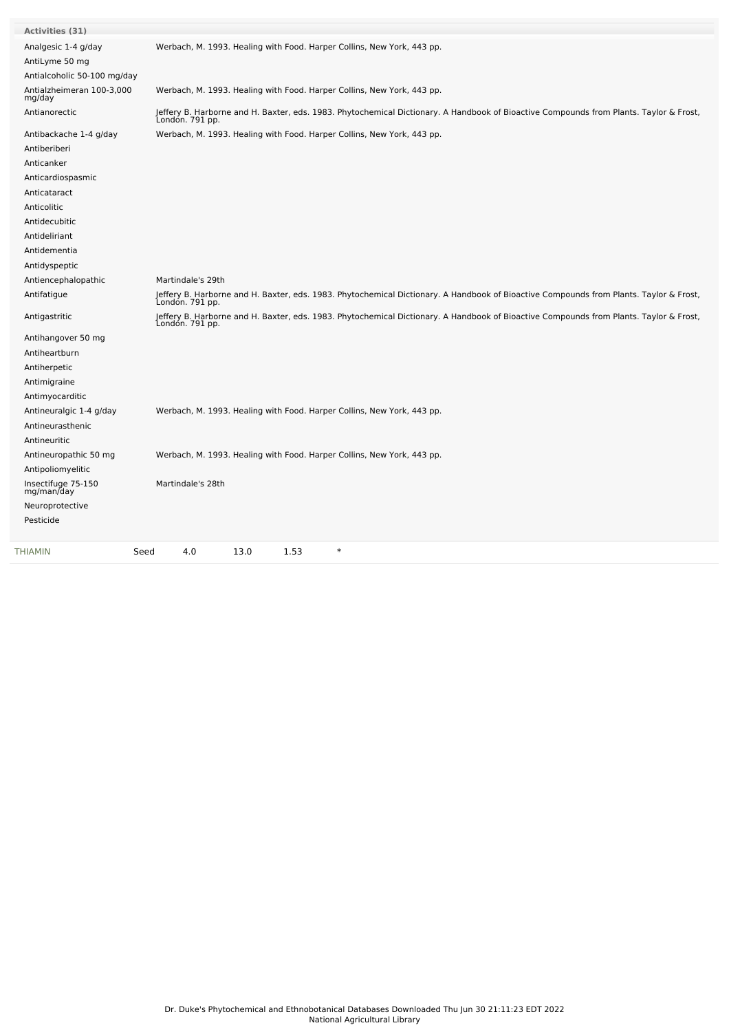**Activities (31)**

| | |
|---|---|
| Analgesic 1-4 g/day | Werbach, M. 1993. Healing with Food. Harper Collins, New York, 443 pp. |
| AntiLyme 50 mg | |
| Antialcoholic 50-100 mg/day | |
| Antialzheimeran 100-3,000 mg/day | Werbach, M. 1993. Healing with Food. Harper Collins, New York, 443 pp. |
| Antianorectic | Jeffery B. Harborne and H. Baxter, eds. 1983. Phytochemical Dictionary. A Handbook of Bioactive Compounds from Plants. Taylor & Frost, London. 791 pp. |
| Antibackache 1-4 g/day | Werbach, M. 1993. Healing with Food. Harper Collins, New York, 443 pp. |
| Antiberiberi | |
| Anticanker | |
| Anticardiospasmic | |
| Anticataract | |
| Anticolitic | |
| Antidecubitic | |
| Antideliriant | |
| Antidementia | |
| Antidyspeptic | |
| Antiencephalopathic | Martindale's 29th |
| Antifatigue | Jeffery B. Harborne and H. Baxter, eds. 1983. Phytochemical Dictionary. A Handbook of Bioactive Compounds from Plants. Taylor & Frost, London. 791 pp. |
| Antigastritic | Jeffery B. Harborne and H. Baxter, eds. 1983. Phytochemical Dictionary. A Handbook of Bioactive Compounds from Plants. Taylor & Frost, London. 791 pp. |
| Antihangover 50 mg | |
| Antiheartburn | |
| Antiherpetic | |
| Antimigraine | |
| Antimyocarditic | |
| Antineuralgic 1-4 g/day | Werbach, M. 1993. Healing with Food. Harper Collins, New York, 443 pp. |
| Antineurasthenic | |
| Antineuritic | |
| Antineuropathic 50 mg | Werbach, M. 1993. Healing with Food. Harper Collins, New York, 443 pp. |
| Antipoliomyelitic | |
| Insectifuge 75-150 mg/man/day | Martindale's 28th |
| Neuroprotective | |
| Pesticide | |

| | | | | | |
|---|---|---|---|---|---|
| THIAMIN | Seed | 4.0 | 13.0 | 1.53 | * |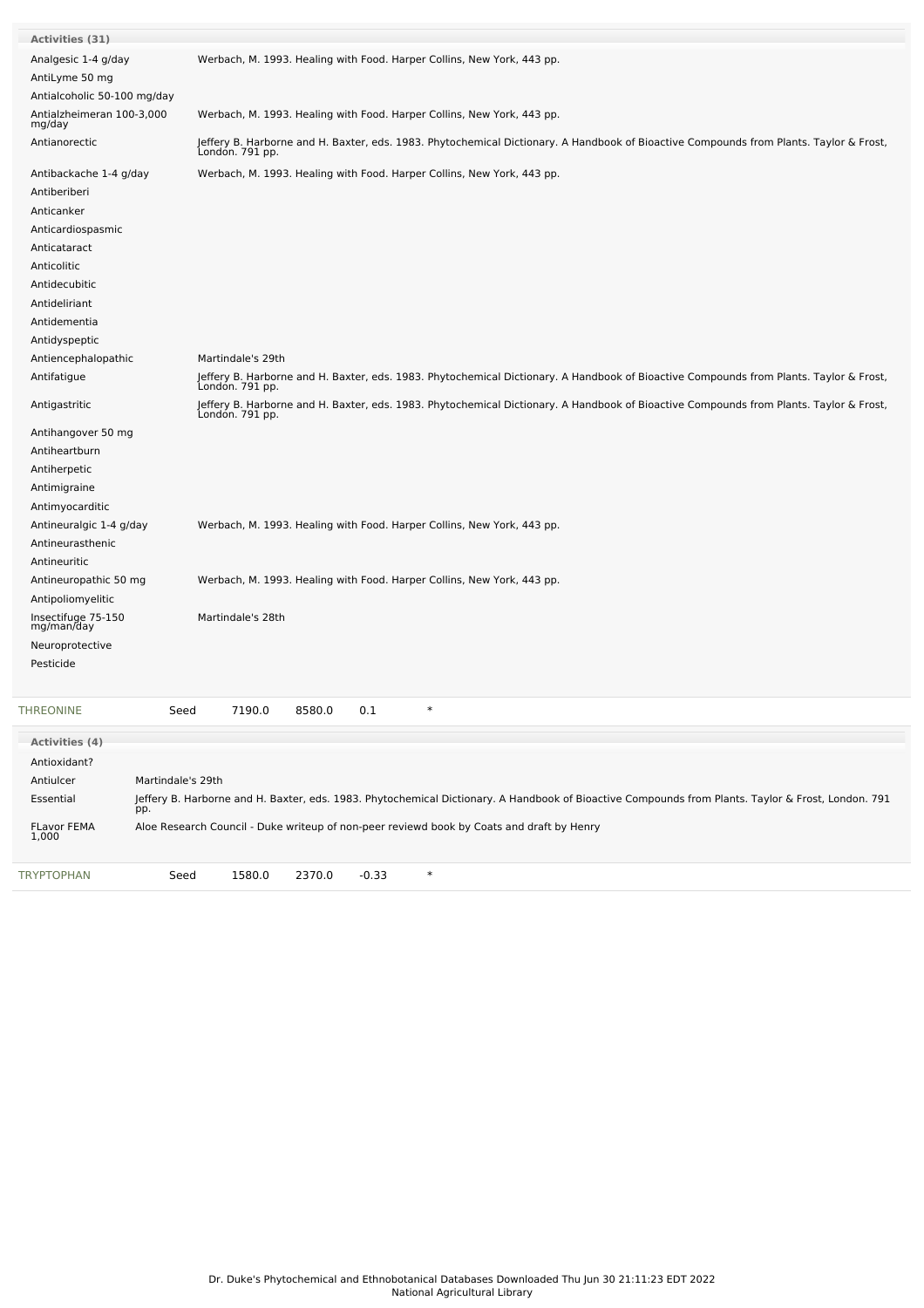**Activities (31)**

| | |
|---|---|
| Analgesic 1-4 g/day | Werbach, M. 1993. Healing with Food. Harper Collins, New York, 443 pp. |
| AntiLyme 50 mg | |
| Antialcoholic 50-100 mg/day | |
| Antialzheimeran 100-3,000 mg/day | Werbach, M. 1993. Healing with Food. Harper Collins, New York, 443 pp. |
| Antianorectic | Jeffery B. Harborne and H. Baxter, eds. 1983. Phytochemical Dictionary. A Handbook of Bioactive Compounds from Plants. Taylor & Frost, London. 791 pp. |
| Antibackache 1-4 g/day | Werbach, M. 1993. Healing with Food. Harper Collins, New York, 443 pp. |
| Antiberiberi | |
| Anticanker | |
| Anticardiospasmic | |
| Anticataract | |
| Anticolitic | |
| Antidecubitic | |
| Antideliriant | |
| Antidementia | |
| Antidyspeptic | |
| Antiencephalopathic | Martindale's 29th |
| Antifatigue | Jeffery B. Harborne and H. Baxter, eds. 1983. Phytochemical Dictionary. A Handbook of Bioactive Compounds from Plants. Taylor & Frost, London. 791 pp. |
| Antigastritic | Jeffery B. Harborne and H. Baxter, eds. 1983. Phytochemical Dictionary. A Handbook of Bioactive Compounds from Plants. Taylor & Frost, London. 791 pp. |
| Antihangover 50 mg | |
| Antiheartburn | |
| Antiherpetic | |
| Antimigraine | |
| Antimyocarditic | |
| Antineuralgic 1-4 g/day | Werbach, M. 1993. Healing with Food. Harper Collins, New York, 443 pp. |
| Antineurasthenic | |
| Antineuritic | |
| Antineuropathic 50 mg | Werbach, M. 1993. Healing with Food. Harper Collins, New York, 443 pp. |
| Antipoliomyelitic | |
| Insectifuge 75-150 mg/man/day | Martindale's 28th |
| Neuroprotective | |
| Pesticide | |

| | | | | | |
|---|---|---|---|---|---|
| THREONINE | Seed | 7190.0 | 8580.0 | 0.1 | * |

**Activities (4)**

| | |
|---|---|
| Antioxidant? | |
| Antiulcer | Martindale's 29th |
| Essential | Jeffery B. Harborne and H. Baxter, eds. 1983. Phytochemical Dictionary. A Handbook of Bioactive Compounds from Plants. Taylor & Frost, London. 791 pp. |
| FLavor FEMA 1,000 | Aloe Research Council - Duke writeup of non-peer reviewd book by Coats and draft by Henry |

| | | | | | |
|---|---|---|---|---|---|
| TRYPTOPHAN | Seed | 1580.0 | 2370.0 | -0.33 | * |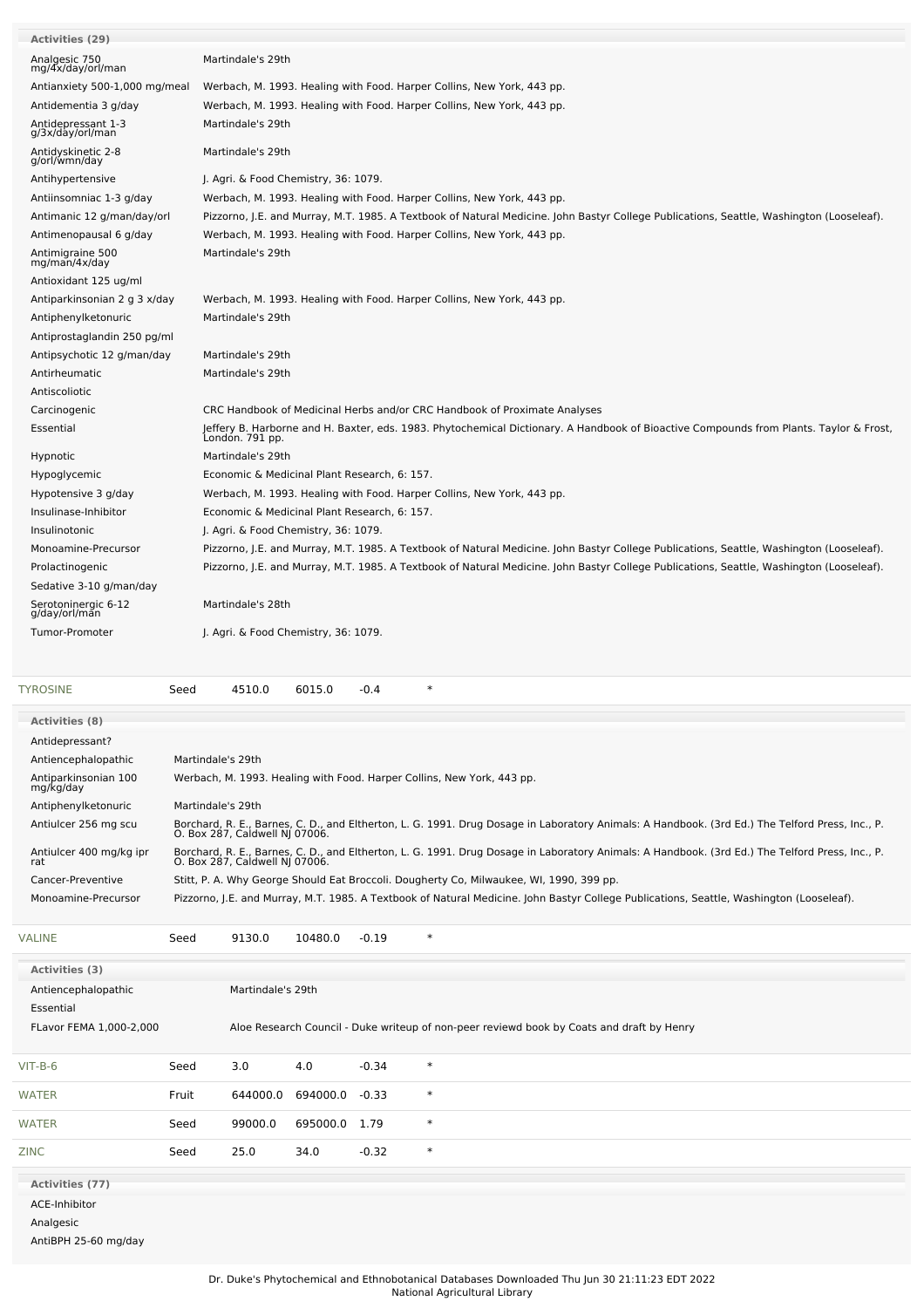**Activities (29)**

| | |
|---|---|
| Analgesic 750 mg/4x/day/orl/man | Martindale's 29th |
| Antianxiety 500-1,000 mg/meal | Werbach, M. 1993. Healing with Food. Harper Collins, New York, 443 pp. |
| Antidementia 3 g/day | Werbach, M. 1993. Healing with Food. Harper Collins, New York, 443 pp. |
| Antidepressant 1-3 g/3x/day/orl/man | Martindale's 29th |
| Antidyskinetic 2-8 g/orl/wmn/day | Martindale's 29th |
| Antihypertensive | J. Agri. & Food Chemistry, 36: 1079. |
| Antiinsomniac 1-3 g/day | Werbach, M. 1993. Healing with Food. Harper Collins, New York, 443 pp. |
| Antimanic 12 g/man/day/orl | Pizzorno, J.E. and Murray, M.T. 1985. A Textbook of Natural Medicine. John Bastyr College Publications, Seattle, Washington (Looseleaf). |
| Antimenopausal 6 g/day | Werbach, M. 1993. Healing with Food. Harper Collins, New York, 443 pp. |
| Antimigraine 500 mg/man/4x/day | Martindale's 29th |
| Antioxidant 125 ug/ml | |
| Antiparkinsonian 2 g 3 x/day | Werbach, M. 1993. Healing with Food. Harper Collins, New York, 443 pp. |
| Antiphenylketonuric | Martindale's 29th |
| Antiprostaglandin 250 pg/ml | |
| Antipsychotic 12 g/man/day | Martindale's 29th |
| Antirheumatic | Martindale's 29th |
| Antiscoliotic | |
| Carcinogenic | CRC Handbook of Medicinal Herbs and/or CRC Handbook of Proximate Analyses |
| Essential | Jeffery B. Harborne and H. Baxter, eds. 1983. Phytochemical Dictionary. A Handbook of Bioactive Compounds from Plants. Taylor & Frost, London. 791 pp. |
| Hypnotic | Martindale's 29th |
| Hypoglycemic | Economic & Medicinal Plant Research, 6: 157. |
| Hypotensive 3 g/day | Werbach, M. 1993. Healing with Food. Harper Collins, New York, 443 pp. |
| Insulinase-Inhibitor | Economic & Medicinal Plant Research, 6: 157. |
| Insulinotonic | J. Agri. & Food Chemistry, 36: 1079. |
| Monoamine-Precursor | Pizzorno, J.E. and Murray, M.T. 1985. A Textbook of Natural Medicine. John Bastyr College Publications, Seattle, Washington (Looseleaf). |
| Prolactinogenic | Pizzorno, J.E. and Murray, M.T. 1985. A Textbook of Natural Medicine. John Bastyr College Publications, Seattle, Washington (Looseleaf). |
| Sedative 3-10 g/man/day | |
| Serotoninergic 6-12 g/day/orl/man | Martindale's 28th |
| Tumor-Promoter | J. Agri. & Food Chemistry, 36: 1079. |

| | | | | | |
|---|---|---|---|---|---|
| TYROSINE | Seed | 4510.0 | 6015.0 | -0.4 | * |

**Activities (8)**

| | |
|---|---|
| Antidepressant? | |
| Antiencephalopathic | Martindale's 29th |
| Antiparkinsonian 100 mg/kg/day | Werbach, M. 1993. Healing with Food. Harper Collins, New York, 443 pp. |
| Antiphenylketonuric | Martindale's 29th |
| Antiulcer 256 mg scu | Borchard, R. E., Barnes, C. D., and Eltherton, L. G. 1991. Drug Dosage in Laboratory Animals: A Handbook. (3rd Ed.) The Telford Press, Inc., P. O. Box 287, Caldwell NJ 07006. |
| Antiulcer 400 mg/kg ipr rat | Borchard, R. E., Barnes, C. D., and Eltherton, L. G. 1991. Drug Dosage in Laboratory Animals: A Handbook. (3rd Ed.) The Telford Press, Inc., P. O. Box 287, Caldwell NJ 07006. |
| Cancer-Preventive | Stitt, P. A. Why George Should Eat Broccoli. Dougherty Co, Milwaukee, WI, 1990, 399 pp. |
| Monoamine-Precursor | Pizzorno, J.E. and Murray, M.T. 1985. A Textbook of Natural Medicine. John Bastyr College Publications, Seattle, Washington (Looseleaf). |

| | | | | | |
|---|---|---|---|---|---|
| VALINE | Seed | 9130.0 | 10480.0 | -0.19 | * |

**Activities (3)**

| | |
|---|---|
| Antiencephalopathic | Martindale's 29th |
| Essential | |
| FLavor FEMA 1,000-2,000 | Aloe Research Council - Duke writeup of non-peer reviewd book by Coats and draft by Henry |

| | | | | | |
|---|---|---|---|---|---|
| VIT-B-6 | Seed | 3.0 | 4.0 | -0.34 | * |
| WATER | Fruit | 644000.0 | 694000.0 | -0.33 | * |
| WATER | Seed | 99000.0 | 695000.0 | 1.79 | * |
| ZINC | Seed | 25.0 | 34.0 | -0.32 | * |

**Activities (77)**

ACE-Inhibitor

Analgesic

AntiBPH 25-60 mg/day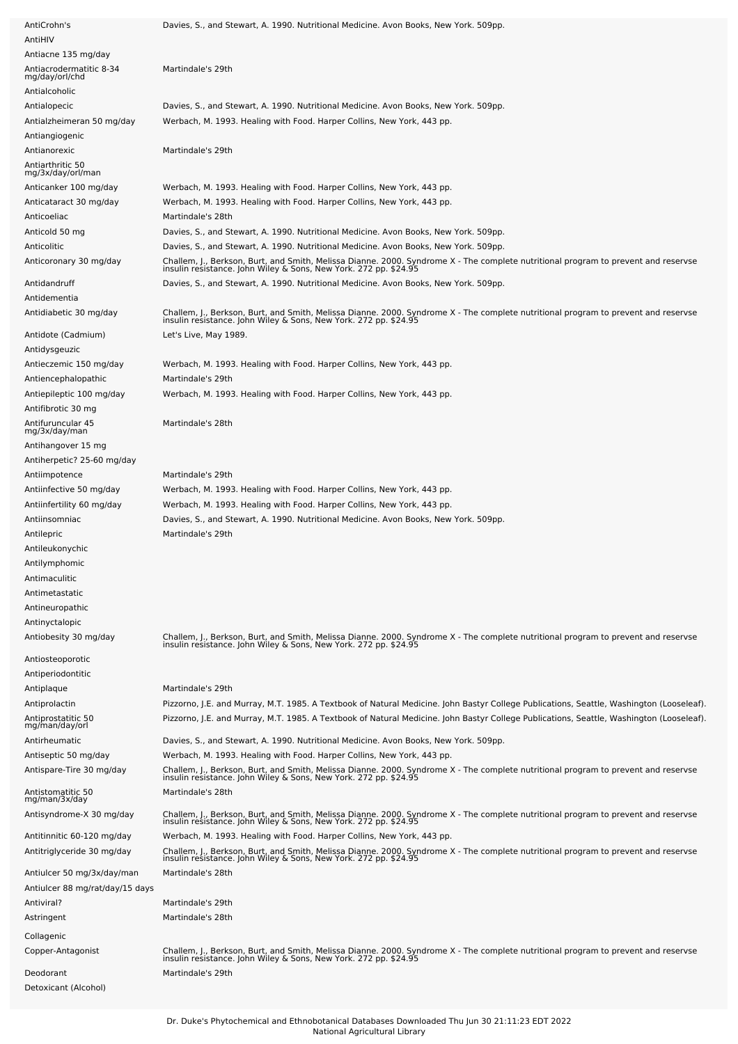| | |
|---|---|
| AntiCrohn's | Davies, S., and Stewart, A. 1990. Nutritional Medicine. Avon Books, New York. 509pp. |
| AntiHIV | |
| Antiacne 135 mg/day | |
| Antiacrodermatitic 8-34 mg/day/orl/chd | Martindale's 29th |
| Antialcoholic | |
| Antialopecic | Davies, S., and Stewart, A. 1990. Nutritional Medicine. Avon Books, New York. 509pp. |
| Antialzheimeran 50 mg/day | Werbach, M. 1993. Healing with Food. Harper Collins, New York, 443 pp. |
| Antiangiogenic | |
| Antianorexic | Martindale's 29th |
| Antiarthritic 50 mg/3x/day/orl/man | |
| Anticanker 100 mg/day | Werbach, M. 1993. Healing with Food. Harper Collins, New York, 443 pp. |
| Anticataract 30 mg/day | Werbach, M. 1993. Healing with Food. Harper Collins, New York, 443 pp. |
| Anticoeliac | Martindale's 28th |
| Anticold 50 mg | Davies, S., and Stewart, A. 1990. Nutritional Medicine. Avon Books, New York. 509pp. |
| Anticolitic | Davies, S., and Stewart, A. 1990. Nutritional Medicine. Avon Books, New York. 509pp. |
| Anticoronary 30 mg/day | Challem, J., Berkson, Burt, and Smith, Melissa Dianne. 2000. Syndrome X - The complete nutritional program to prevent and reservse insulin resistance. John Wiley & Sons, New York. 272 pp. $24.95 |
| Antidandruff | Davies, S., and Stewart, A. 1990. Nutritional Medicine. Avon Books, New York. 509pp. |
| Antidementia | |
| Antidiabetic 30 mg/day | Challem, J., Berkson, Burt, and Smith, Melissa Dianne. 2000. Syndrome X - The complete nutritional program to prevent and reservse insulin resistance. John Wiley & Sons, New York. 272 pp. $24.95 |
| Antidote (Cadmium) | Let's Live, May 1989. |
| Antidysgeuzic | |
| Antieczemic 150 mg/day | Werbach, M. 1993. Healing with Food. Harper Collins, New York, 443 pp. |
| Antiencephalopathic | Martindale's 29th |
| Antiepileptic 100 mg/day | Werbach, M. 1993. Healing with Food. Harper Collins, New York, 443 pp. |
| Antifibrotic 30 mg | |
| Antifuruncular 45 mg/3x/day/man | Martindale's 28th |
| Antihangover 15 mg | |
| Antiherpetic? 25-60 mg/day | |
| Antiimpotence | Martindale's 29th |
| Antiinfective 50 mg/day | Werbach, M. 1993. Healing with Food. Harper Collins, New York, 443 pp. |
| Antiinfertility 60 mg/day | Werbach, M. 1993. Healing with Food. Harper Collins, New York, 443 pp. |
| Antiinsomniac | Davies, S., and Stewart, A. 1990. Nutritional Medicine. Avon Books, New York. 509pp. |
| Antilepric | Martindale's 29th |
| Antileukonychic | |
| Antilymphomic | |
| Antimaculitic | |
| Antimetastatic | |
| Antineuropathic | |
| Antinyctalopic | |
| Antiobesity 30 mg/day | Challem, J., Berkson, Burt, and Smith, Melissa Dianne. 2000. Syndrome X - The complete nutritional program to prevent and reservse insulin resistance. John Wiley & Sons, New York. 272 pp. $24.95 |
| Antiosteoporotic | |
| Antiperiodontitic | |
| Antiplaque | Martindale's 29th |
| Antiprolactin | Pizzorno, J.E. and Murray, M.T. 1985. A Textbook of Natural Medicine. John Bastyr College Publications, Seattle, Washington (Looseleaf). |
| Antiprostatitic 50 mg/man/day/orl | Pizzorno, J.E. and Murray, M.T. 1985. A Textbook of Natural Medicine. John Bastyr College Publications, Seattle, Washington (Looseleaf). |
| Antirheumatic | Davies, S., and Stewart, A. 1990. Nutritional Medicine. Avon Books, New York. 509pp. |
| Antiseptic 50 mg/day | Werbach, M. 1993. Healing with Food. Harper Collins, New York, 443 pp. |
| Antispare-Tire 30 mg/day | Challem, J., Berkson, Burt, and Smith, Melissa Dianne. 2000. Syndrome X - The complete nutritional program to prevent and reservse insulin resistance. John Wiley & Sons, New York. 272 pp. $24.95 |
| Antistomatitic 50 mg/man/3x/day | Martindale's 28th |
| Antisyndrome-X 30 mg/day | Challem, J., Berkson, Burt, and Smith, Melissa Dianne. 2000. Syndrome X - The complete nutritional program to prevent and reservse insulin resistance. John Wiley & Sons, New York. 272 pp. $24.95 |
| Antitinnitic 60-120 mg/day | Werbach, M. 1993. Healing with Food. Harper Collins, New York, 443 pp. |
| Antitriglyceride 30 mg/day | Challem, J., Berkson, Burt, and Smith, Melissa Dianne. 2000. Syndrome X - The complete nutritional program to prevent and reservse insulin resistance. John Wiley & Sons, New York. 272 pp. $24.95 |
| Antiulcer 50 mg/3x/day/man | Martindale's 28th |
| Antiulcer 88 mg/rat/day/15 days | |
| Antiviral? | Martindale's 29th |
| Astringent | Martindale's 28th |
| Collagenic | |
| Copper-Antagonist | Challem, J., Berkson, Burt, and Smith, Melissa Dianne. 2000. Syndrome X - The complete nutritional program to prevent and reservse insulin resistance. John Wiley & Sons, New York. 272 pp. $24.95 |
| Deodorant | Martindale's 29th |
| Detoxicant (Alcohol) | |

Dr. Duke's Phytochemical and Ethnobotanical Databases Downloaded Thu Jun 30 21:11:23 EDT 2022
National Agricultural Library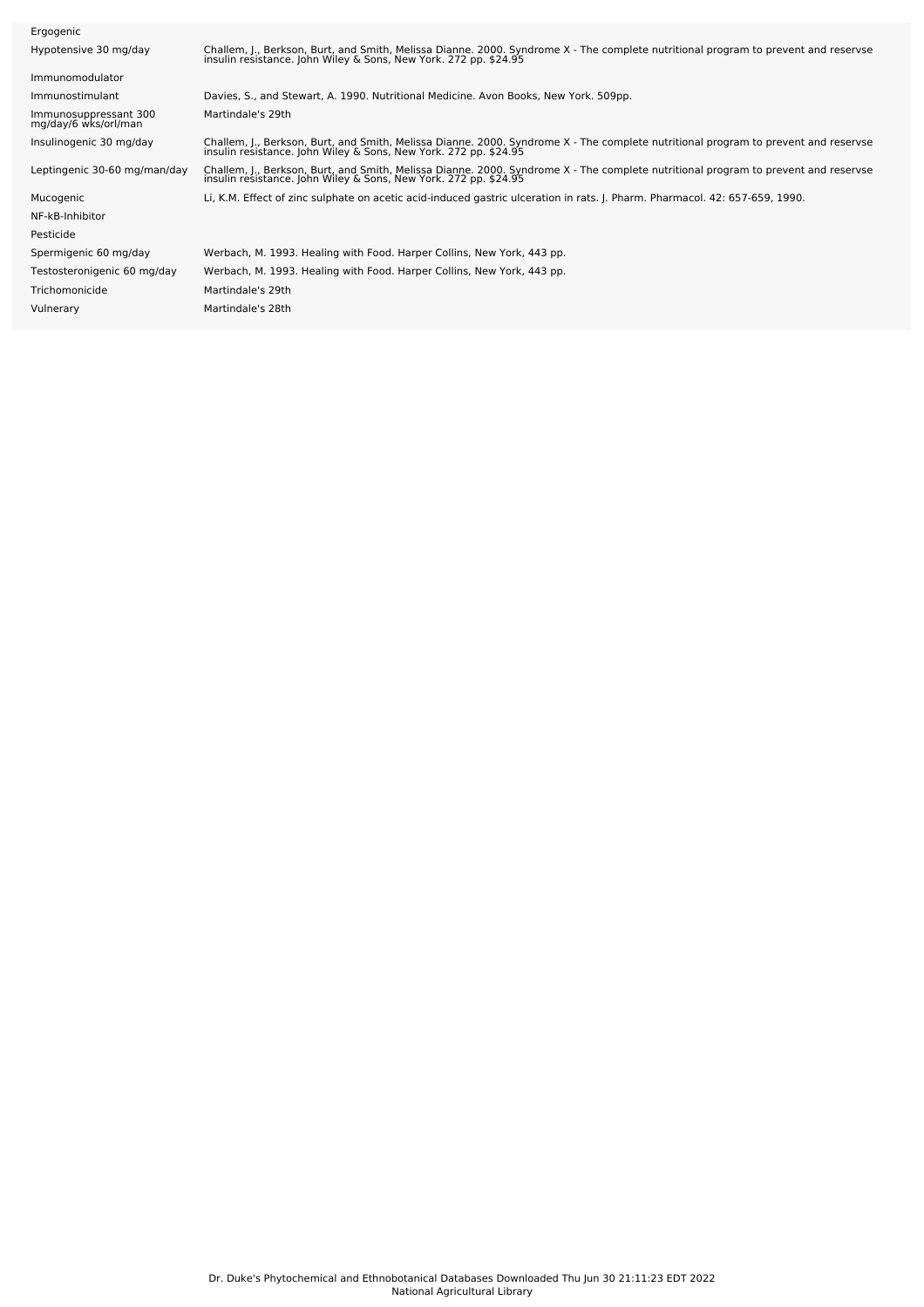| | |
|---|---|
| Ergogenic | |
| Hypotensive 30 mg/day | Challem, J., Berkson, Burt, and Smith, Melissa Dianne. 2000. Syndrome X - The complete nutritional program to prevent and reservse insulin resistance. John Wiley & Sons, New York. 272 pp. $24.95 |
| Immunomodulator | |
| Immunostimulant | Davies, S., and Stewart, A. 1990. Nutritional Medicine. Avon Books, New York. 509pp. |
| Immunosuppressant 300 mg/day/6 wks/orl/man | Martindale's 29th |
| Insulinogenic 30 mg/day | Challem, J., Berkson, Burt, and Smith, Melissa Dianne. 2000. Syndrome X - The complete nutritional program to prevent and reservse insulin resistance. John Wiley & Sons, New York. 272 pp. $24.95 |
| Leptingenic 30-60 mg/man/day | Challem, J., Berkson, Burt, and Smith, Melissa Dianne. 2000. Syndrome X - The complete nutritional program to prevent and reservse insulin resistance. John Wiley & Sons, New York. 272 pp. $24.95 |
| Mucogenic | Li, K.M. Effect of zinc sulphate on acetic acid-induced gastric ulceration in rats. J. Pharm. Pharmacol. 42: 657-659, 1990. |
| NF-kB-Inhibitor | |
| Pesticide | |
| Spermigenic 60 mg/day | Werbach, M. 1993. Healing with Food. Harper Collins, New York, 443 pp. |
| Testosteronigenic 60 mg/day | Werbach, M. 1993. Healing with Food. Harper Collins, New York, 443 pp. |
| Trichomonicide | Martindale's 29th |
| Vulnerary | Martindale's 28th |

Dr. Duke's Phytochemical and Ethnobotanical Databases Downloaded Thu Jun 30 21:11:23 EDT 2022
National Agricultural Library